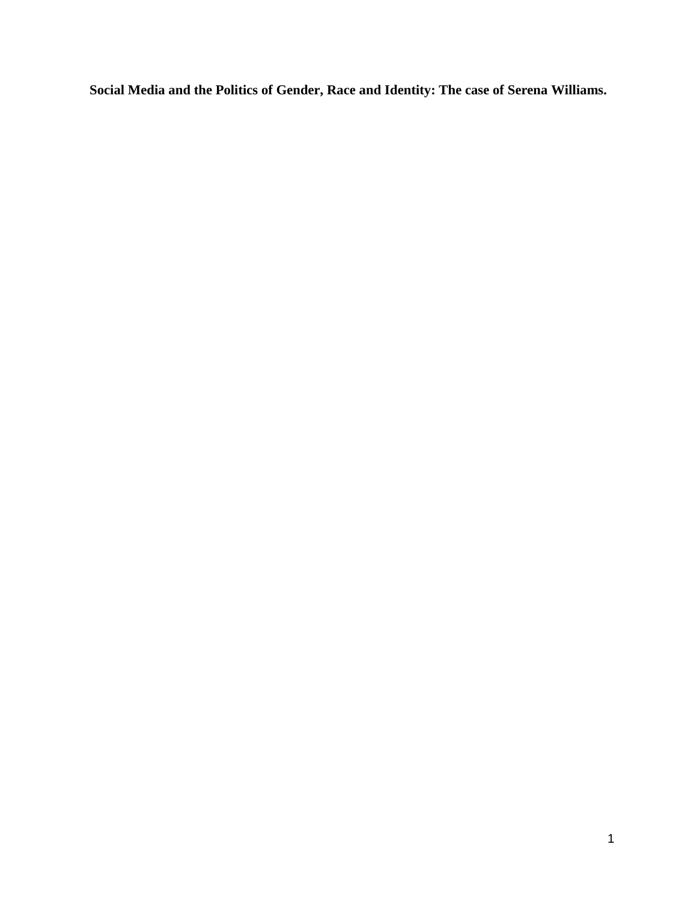# Social Media and the Politics of Gender, Race and Identity: The case of Serena Williams.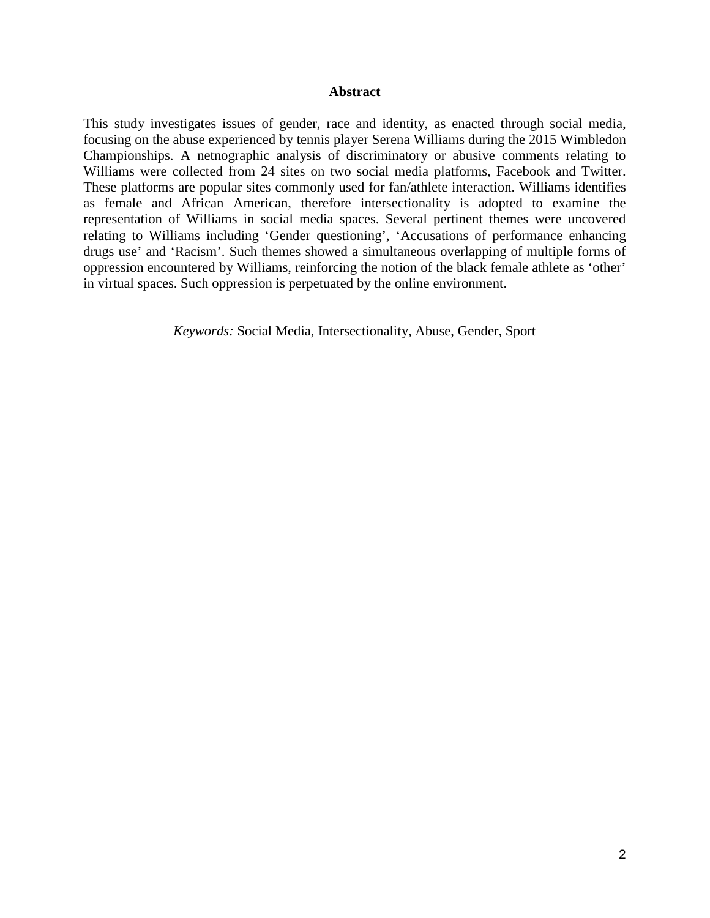## Abstract

This study investigates issues of gender, race and identity, as enacted through social media, focusing on the abuse experienced by tennis player Serena Williams during the 2015 Wimbledon Championships. A netnographic analysis of discriminatory or abusive comments relating to Williams were collected from 24 sites on two social media platforms, Facebook and Twitter. These platforms are popular sites commonly used for fan/athlete interaction. Williams identifies as female and African American, therefore intersectionality is adopted to examine the representation of Williams in social media spaces. Several pertinent themes were uncovered relating to Williams including 'Gender questioning', 'Accusations of performance enhancing drugs use' and 'Racism'. Such themes showed a simultaneous overlapping of multiple forms of oppression encountered by Williams, reinforcing the notion of the black female athlete as 'other' in virtual spaces. Such oppression is perpetuated by the online environment.

*Keywords:* Social Media, Intersectionality, Abuse, Gender, Sport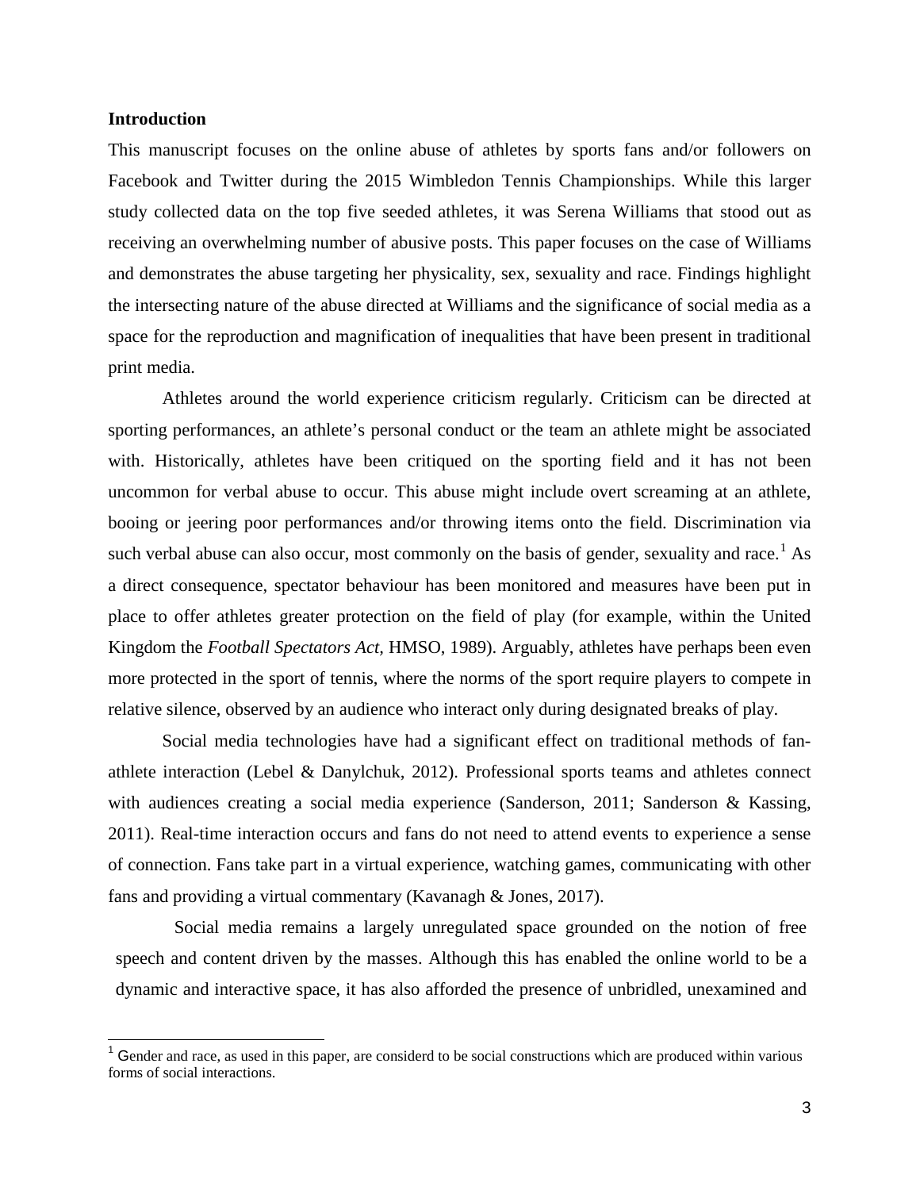**Introduction**

This manuscript focuses on the online abuse of athletes by sports fans and/or followers on Facebook and Twitter during the 2015 Wimbledon Tennis Championships. While this larger study collected data on the top five seeded athletes, it was Serena Williams that stood out as receiving an overwhelming number of abusive posts. This paper focuses on the case of Williams and demonstrates the abuse targeting her physicality, sex, sexuality and race. Findings highlight the intersecting nature of the abuse directed at Williams and the significance of social media as a space for the reproduction and magnification of inequalities that have been present in traditional print media.

Athletes around the world experience criticism regularly. Criticism can be directed at sporting performances, an athlete's personal conduct or the team an athlete might be associated with. Historically, athletes have been critiqued on the sporting field and it has not been uncommon for verbal abuse to occur. This abuse might include overt screaming at an athlete, booing or jeering poor performances and/or throwing items onto the field. Discrimination via such verbal abuse can also occur, most commonly on the basis of gender, sexuality and race.[1] As a direct consequence, spectator behaviour has been monitored and measures have been put in place to offer athletes greater protection on the field of play (for example, within the United Kingdom the *Football Spectators Act,* HMSO, 1989). Arguably, athletes have perhaps been even more protected in the sport of tennis, where the norms of the sport require players to compete in relative silence, observed by an audience who interact only during designated breaks of play.

Social media technologies have had a significant effect on traditional methods of fan-athlete interaction (Lebel & Danylchuk, 2012). Professional sports teams and athletes connect with audiences creating a social media experience (Sanderson, 2011; Sanderson & Kassing, 2011). Real-time interaction occurs and fans do not need to attend events to experience a sense of connection. Fans take part in a virtual experience, watching games, communicating with other fans and providing a virtual commentary (Kavanagh & Jones, 2017).

Social media remains a largely unregulated space grounded on the notion of free speech and content driven by the masses. Although this has enabled the online world to be a dynamic and interactive space, it has also afforded the presence of unbridled, unexamined and

[1] Gender and race, as used in this paper, are considerd to be social constructions which are produced within various forms of social interactions.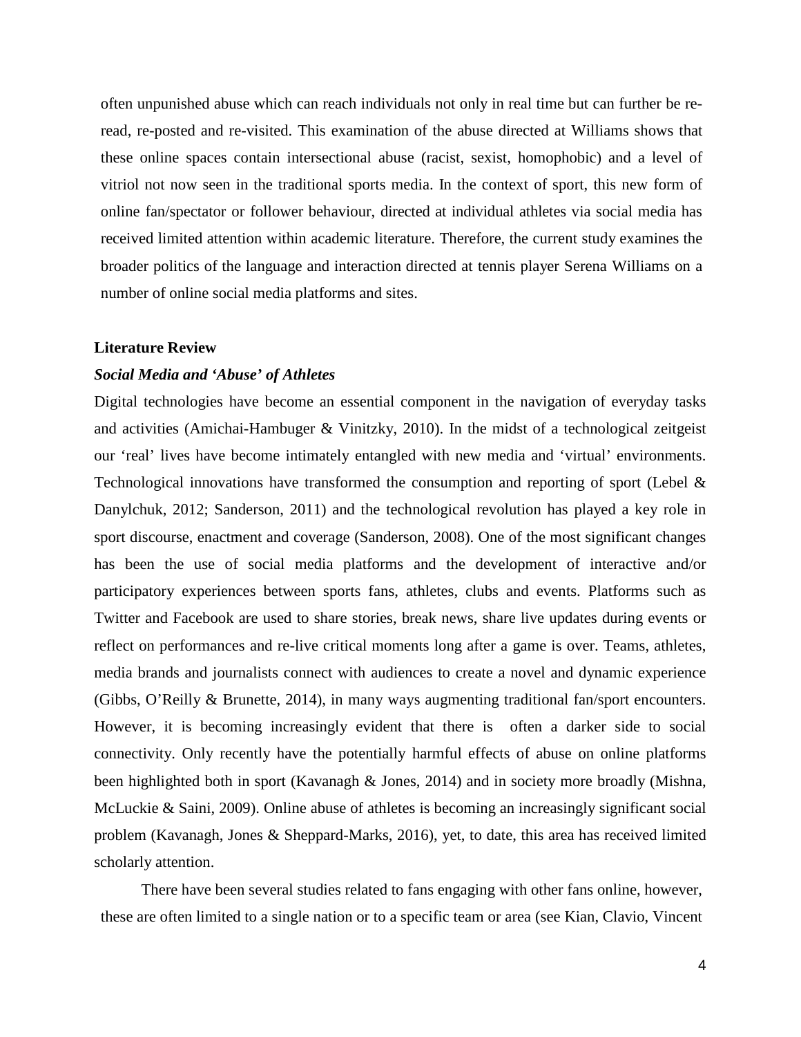often unpunished abuse which can reach individuals not only in real time but can further be re-read, re-posted and re-visited. This examination of the abuse directed at Williams shows that these online spaces contain intersectional abuse (racist, sexist, homophobic) and a level of vitriol not now seen in the traditional sports media. In the context of sport, this new form of online fan/spectator or follower behaviour, directed at individual athletes via social media has received limited attention within academic literature. Therefore, the current study examines the broader politics of the language and interaction directed at tennis player Serena Williams on a number of online social media platforms and sites.

## Literature Review

### *Social Media and 'Abuse' of Athletes*

Digital technologies have become an essential component in the navigation of everyday tasks and activities (Amichai-Hambuger & Vinitzky, 2010). In the midst of a technological zeitgeist our 'real' lives have become intimately entangled with new media and 'virtual' environments. Technological innovations have transformed the consumption and reporting of sport (Lebel & Danylchuk, 2012; Sanderson, 2011) and the technological revolution has played a key role in sport discourse, enactment and coverage (Sanderson, 2008). One of the most significant changes has been the use of social media platforms and the development of interactive and/or participatory experiences between sports fans, athletes, clubs and events. Platforms such as Twitter and Facebook are used to share stories, break news, share live updates during events or reflect on performances and re-live critical moments long after a game is over. Teams, athletes, media brands and journalists connect with audiences to create a novel and dynamic experience (Gibbs, O'Reilly & Brunette, 2014), in many ways augmenting traditional fan/sport encounters. However, it is becoming increasingly evident that there is often a darker side to social connectivity. Only recently have the potentially harmful effects of abuse on online platforms been highlighted both in sport (Kavanagh & Jones, 2014) and in society more broadly (Mishna, McLuckie & Saini, 2009). Online abuse of athletes is becoming an increasingly significant social problem (Kavanagh, Jones & Sheppard-Marks, 2016), yet, to date, this area has received limited scholarly attention.

There have been several studies related to fans engaging with other fans online, however, these are often limited to a single nation or to a specific team or area (see Kian, Clavio, Vincent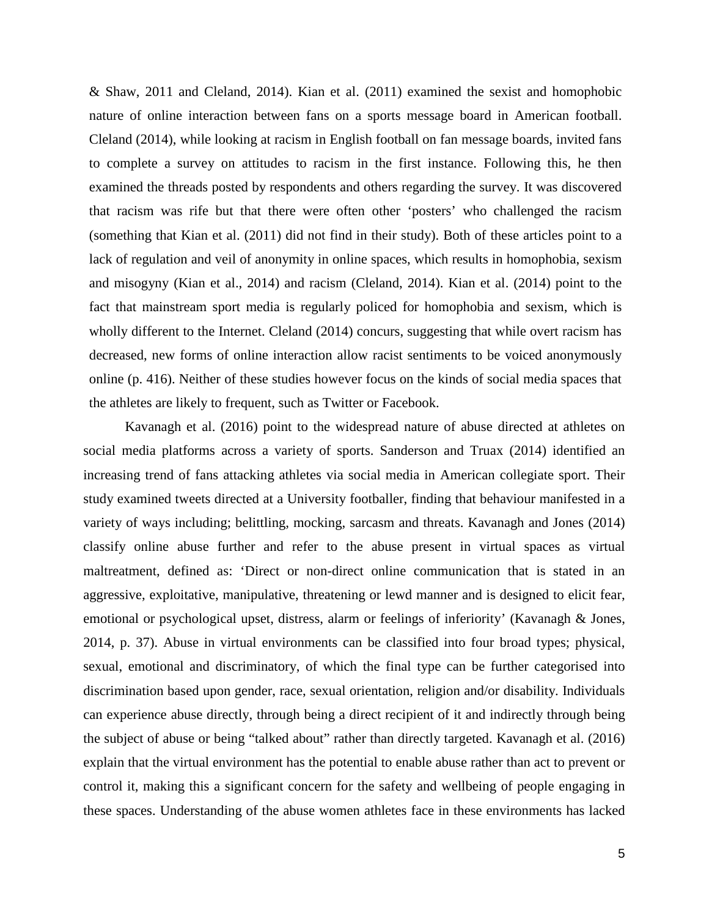& Shaw, 2011 and Cleland, 2014). Kian et al. (2011) examined the sexist and homophobic nature of online interaction between fans on a sports message board in American football. Cleland (2014), while looking at racism in English football on fan message boards, invited fans to complete a survey on attitudes to racism in the first instance. Following this, he then examined the threads posted by respondents and others regarding the survey. It was discovered that racism was rife but that there were often other 'posters' who challenged the racism (something that Kian et al. (2011) did not find in their study). Both of these articles point to a lack of regulation and veil of anonymity in online spaces, which results in homophobia, sexism and misogyny (Kian et al., 2014) and racism (Cleland, 2014). Kian et al. (2014) point to the fact that mainstream sport media is regularly policed for homophobia and sexism, which is wholly different to the Internet. Cleland (2014) concurs, suggesting that while overt racism has decreased, new forms of online interaction allow racist sentiments to be voiced anonymously online (p. 416). Neither of these studies however focus on the kinds of social media spaces that the athletes are likely to frequent, such as Twitter or Facebook.

Kavanagh et al. (2016) point to the widespread nature of abuse directed at athletes on social media platforms across a variety of sports. Sanderson and Truax (2014) identified an increasing trend of fans attacking athletes via social media in American collegiate sport. Their study examined tweets directed at a University footballer, finding that behaviour manifested in a variety of ways including; belittling, mocking, sarcasm and threats. Kavanagh and Jones (2014) classify online abuse further and refer to the abuse present in virtual spaces as virtual maltreatment, defined as: 'Direct or non-direct online communication that is stated in an aggressive, exploitative, manipulative, threatening or lewd manner and is designed to elicit fear, emotional or psychological upset, distress, alarm or feelings of inferiority' (Kavanagh & Jones, 2014, p. 37). Abuse in virtual environments can be classified into four broad types; physical, sexual, emotional and discriminatory, of which the final type can be further categorised into discrimination based upon gender, race, sexual orientation, religion and/or disability. Individuals can experience abuse directly, through being a direct recipient of it and indirectly through being the subject of abuse or being "talked about" rather than directly targeted. Kavanagh et al. (2016) explain that the virtual environment has the potential to enable abuse rather than act to prevent or control it, making this a significant concern for the safety and wellbeing of people engaging in these spaces. Understanding of the abuse women athletes face in these environments has lacked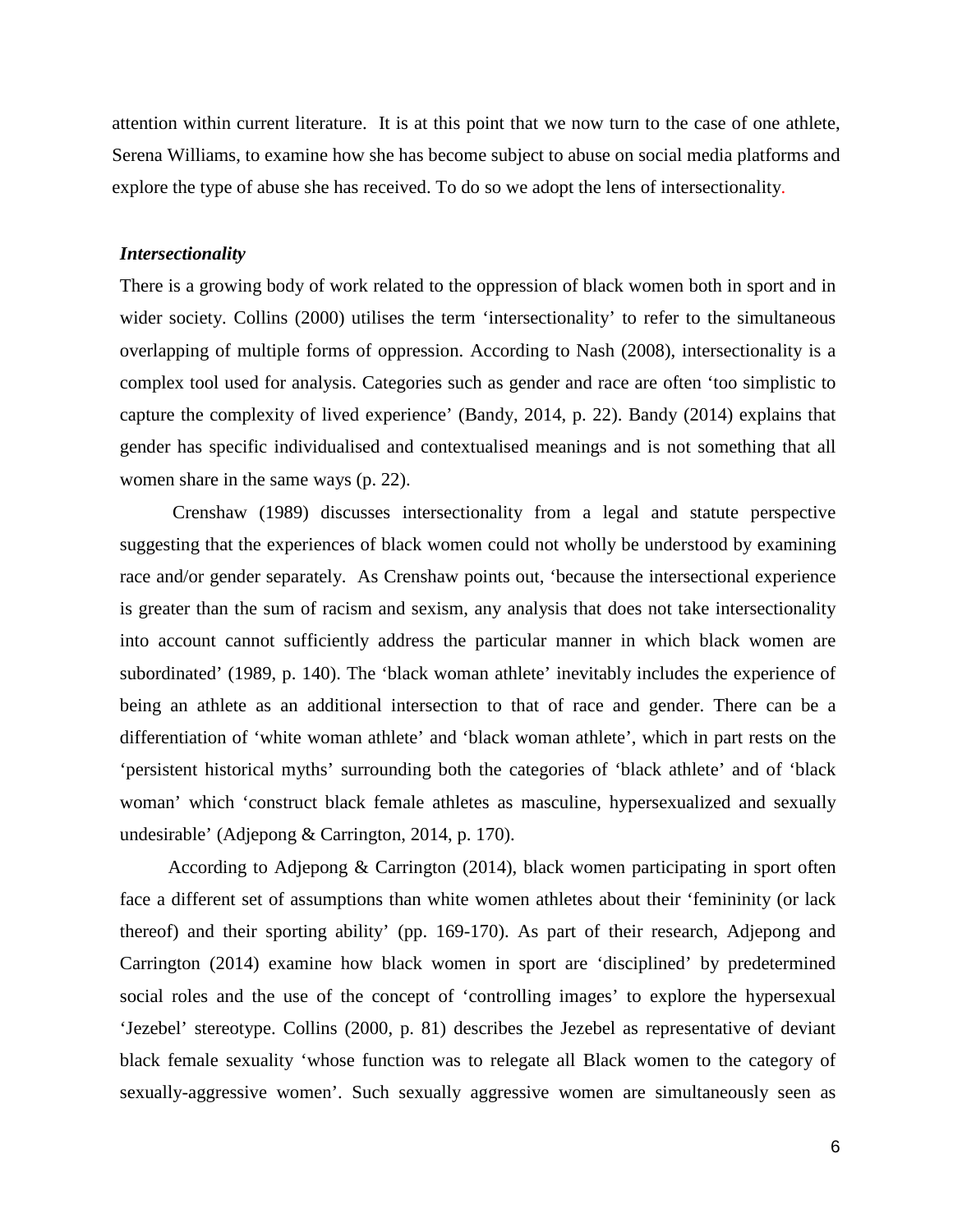attention within current literature. It is at this point that we now turn to the case of one athlete, Serena Williams, to examine how she has become subject to abuse on social media platforms and explore the type of abuse she has received. To do so we adopt the lens of intersectionality.

### *Intersectionality*

There is a growing body of work related to the oppression of black women both in sport and in wider society. Collins (2000) utilises the term 'intersectionality' to refer to the simultaneous overlapping of multiple forms of oppression. According to Nash (2008), intersectionality is a complex tool used for analysis. Categories such as gender and race are often 'too simplistic to capture the complexity of lived experience' (Bandy, 2014, p. 22). Bandy (2014) explains that gender has specific individualised and contextualised meanings and is not something that all women share in the same ways (p. 22).

Crenshaw (1989) discusses intersectionality from a legal and statute perspective suggesting that the experiences of black women could not wholly be understood by examining race and/or gender separately. As Crenshaw points out, 'because the intersectional experience is greater than the sum of racism and sexism, any analysis that does not take intersectionality into account cannot sufficiently address the particular manner in which black women are subordinated' (1989, p. 140). The 'black woman athlete' inevitably includes the experience of being an athlete as an additional intersection to that of race and gender. There can be a differentiation of 'white woman athlete' and 'black woman athlete', which in part rests on the 'persistent historical myths' surrounding both the categories of 'black athlete' and of 'black woman' which 'construct black female athletes as masculine, hypersexualized and sexually undesirable' (Adjepong & Carrington, 2014, p. 170).

According to Adjepong & Carrington (2014), black women participating in sport often face a different set of assumptions than white women athletes about their 'femininity (or lack thereof) and their sporting ability' (pp. 169-170). As part of their research, Adjepong and Carrington (2014) examine how black women in sport are 'disciplined' by predetermined social roles and the use of the concept of 'controlling images' to explore the hypersexual 'Jezebel' stereotype. Collins (2000, p. 81) describes the Jezebel as representative of deviant black female sexuality 'whose function was to relegate all Black women to the category of sexually-aggressive women'. Such sexually aggressive women are simultaneously seen as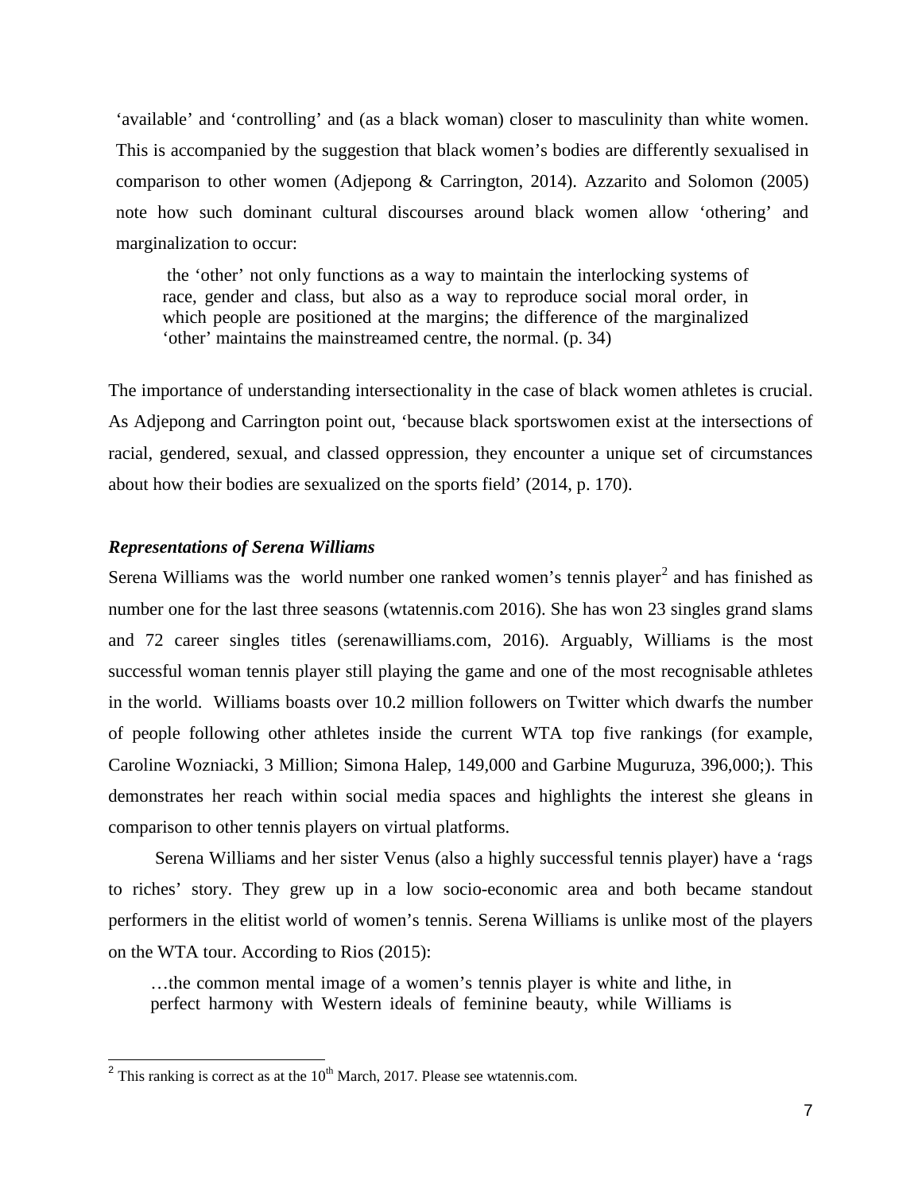'available' and 'controlling' and (as a black woman) closer to masculinity than white women. This is accompanied by the suggestion that black women's bodies are differently sexualised in comparison to other women (Adjepong & Carrington, 2014). Azzarito and Solomon (2005) note how such dominant cultural discourses around black women allow 'othering' and marginalization to occur:

> the 'other' not only functions as a way to maintain the interlocking systems of race, gender and class, but also as a way to reproduce social moral order, in which people are positioned at the margins; the difference of the marginalized 'other' maintains the mainstreamed centre, the normal. (p. 34)

The importance of understanding intersectionality in the case of black women athletes is crucial. As Adjepong and Carrington point out, 'because black sportswomen exist at the intersections of racial, gendered, sexual, and classed oppression, they encounter a unique set of circumstances about how their bodies are sexualized on the sports field' (2014, p. 170).

### *Representations of Serena Williams*

Serena Williams was the world number one ranked women's tennis player[2] and has finished as number one for the last three seasons (wtatennis.com 2016). She has won 23 singles grand slams and 72 career singles titles (serenawilliams.com, 2016). Arguably, Williams is the most successful woman tennis player still playing the game and one of the most recognisable athletes in the world. Williams boasts over 10.2 million followers on Twitter which dwarfs the number of people following other athletes inside the current WTA top five rankings (for example, Caroline Wozniacki, 3 Million; Simona Halep, 149,000 and Garbine Muguruza, 396,000;). This demonstrates her reach within social media spaces and highlights the interest she gleans in comparison to other tennis players on virtual platforms.

Serena Williams and her sister Venus (also a highly successful tennis player) have a 'rags to riches' story. They grew up in a low socio-economic area and both became standout performers in the elitist world of women's tennis. Serena Williams is unlike most of the players on the WTA tour. According to Rios (2015):

> …the common mental image of a women's tennis player is white and lithe, in perfect harmony with Western ideals of feminine beauty, while Williams is

[2] This ranking is correct as at the 10th March, 2017. Please see wtatennis.com.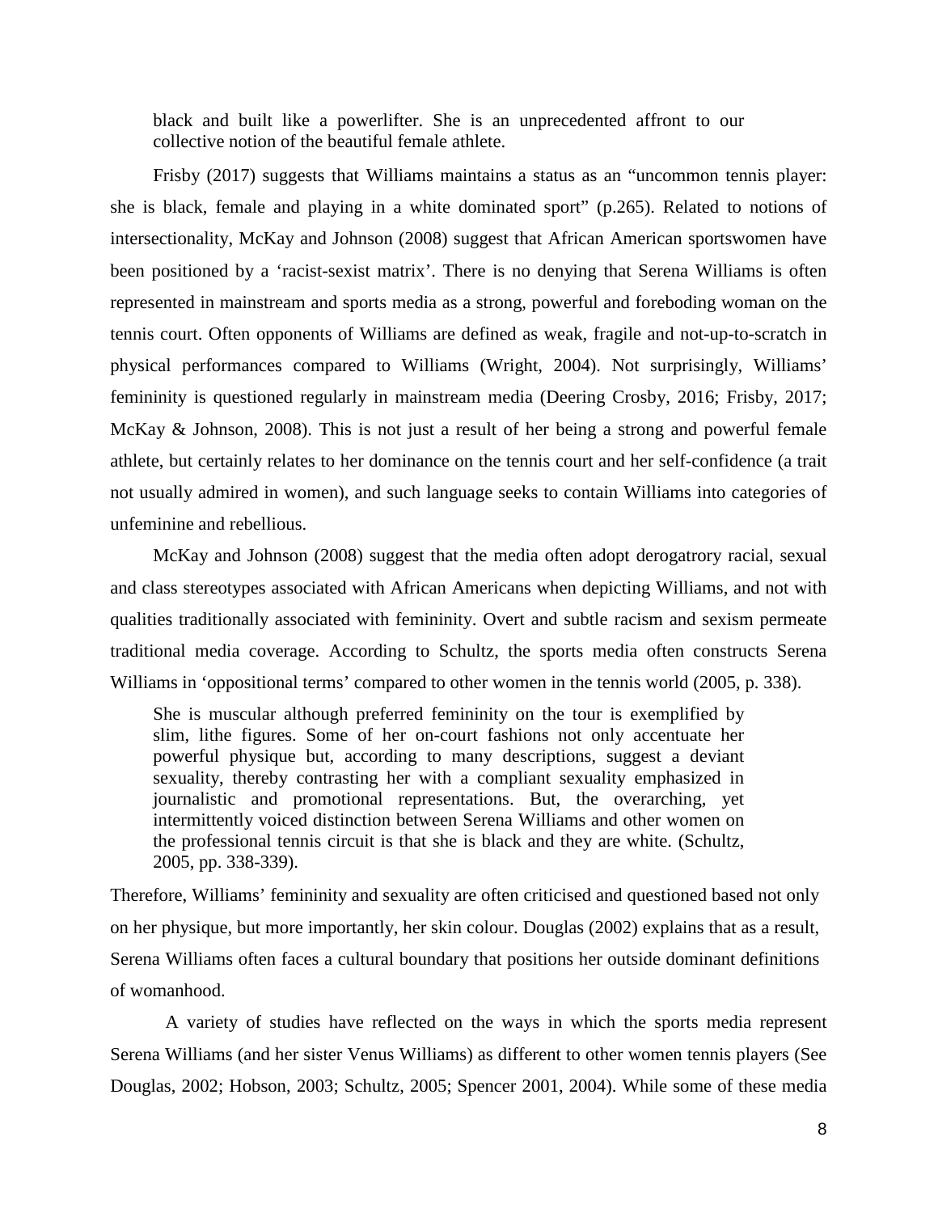> black and built like a powerlifter. She is an unprecedented affront to our collective notion of the beautiful female athlete.

Frisby (2017) suggests that Williams maintains a status as an "uncommon tennis player: she is black, female and playing in a white dominated sport" (p.265). Related to notions of intersectionality, McKay and Johnson (2008) suggest that African American sportswomen have been positioned by a 'racist-sexist matrix'. There is no denying that Serena Williams is often represented in mainstream and sports media as a strong, powerful and foreboding woman on the tennis court. Often opponents of Williams are defined as weak, fragile and not-up-to-scratch in physical performances compared to Williams (Wright, 2004). Not surprisingly, Williams' femininity is questioned regularly in mainstream media (Deering Crosby, 2016; Frisby, 2017; McKay & Johnson, 2008). This is not just a result of her being a strong and powerful female athlete, but certainly relates to her dominance on the tennis court and her self-confidence (a trait not usually admired in women), and such language seeks to contain Williams into categories of unfeminine and rebellious.

McKay and Johnson (2008) suggest that the media often adopt derogatrory racial, sexual and class stereotypes associated with African Americans when depicting Williams, and not with qualities traditionally associated with femininity. Overt and subtle racism and sexism permeate traditional media coverage. According to Schultz, the sports media often constructs Serena Williams in 'oppositional terms' compared to other women in the tennis world (2005, p. 338).

> She is muscular although preferred femininity on the tour is exemplified by slim, lithe figures. Some of her on-court fashions not only accentuate her powerful physique but, according to many descriptions, suggest a deviant sexuality, thereby contrasting her with a compliant sexuality emphasized in journalistic and promotional representations. But, the overarching, yet intermittently voiced distinction between Serena Williams and other women on the professional tennis circuit is that she is black and they are white. (Schultz, 2005, pp. 338-339).

Therefore, Williams' femininity and sexuality are often criticised and questioned based not only on her physique, but more importantly, her skin colour. Douglas (2002) explains that as a result, Serena Williams often faces a cultural boundary that positions her outside dominant definitions of womanhood.

A variety of studies have reflected on the ways in which the sports media represent Serena Williams (and her sister Venus Williams) as different to other women tennis players (See Douglas, 2002; Hobson, 2003; Schultz, 2005; Spencer 2001, 2004). While some of these media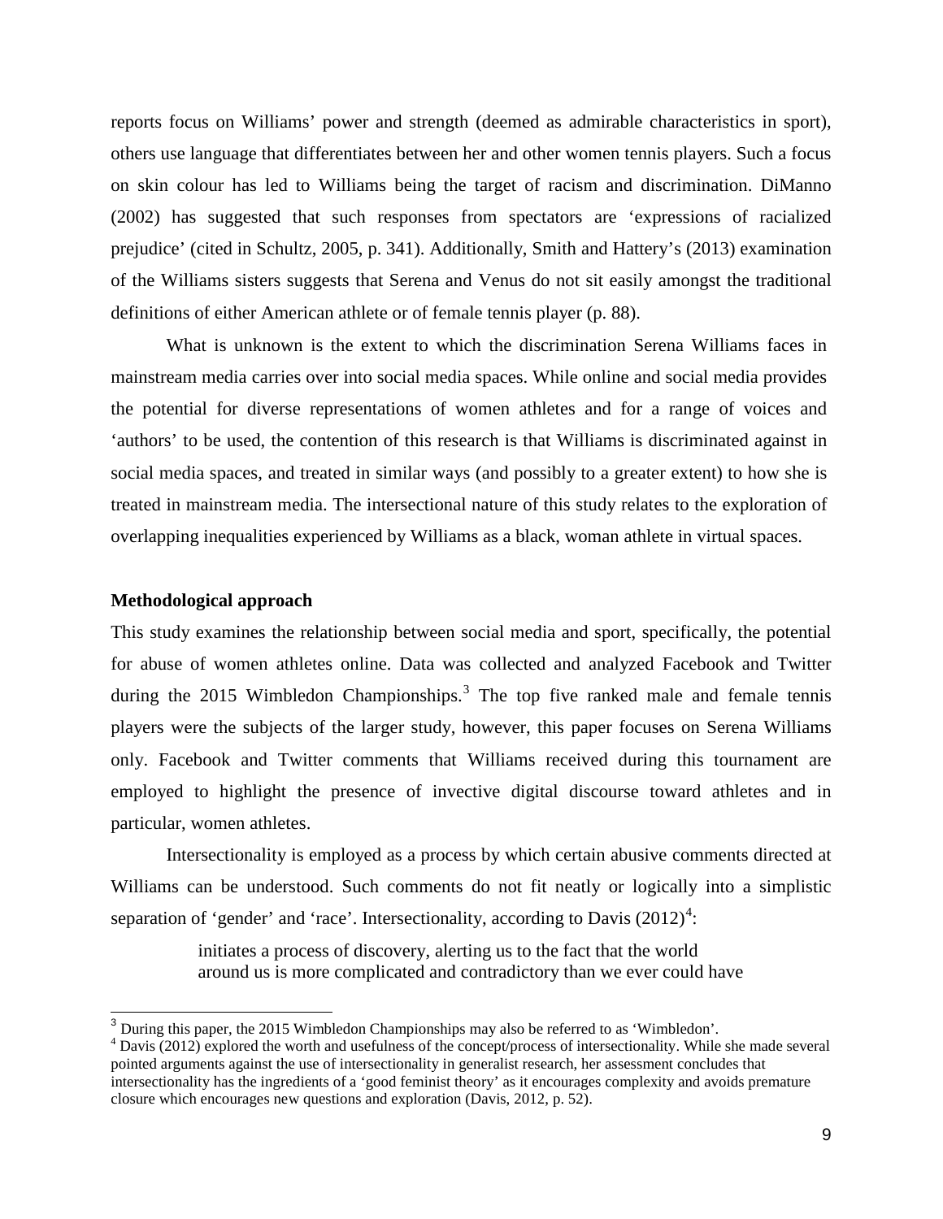reports focus on Williams' power and strength (deemed as admirable characteristics in sport), others use language that differentiates between her and other women tennis players. Such a focus on skin colour has led to Williams being the target of racism and discrimination. DiManno (2002) has suggested that such responses from spectators are 'expressions of racialized prejudice' (cited in Schultz, 2005, p. 341). Additionally, Smith and Hattery's (2013) examination of the Williams sisters suggests that Serena and Venus do not sit easily amongst the traditional definitions of either American athlete or of female tennis player (p. 88).

What is unknown is the extent to which the discrimination Serena Williams faces in mainstream media carries over into social media spaces. While online and social media provides the potential for diverse representations of women athletes and for a range of voices and 'authors' to be used, the contention of this research is that Williams is discriminated against in social media spaces, and treated in similar ways (and possibly to a greater extent) to how she is treated in mainstream media. The intersectional nature of this study relates to the exploration of overlapping inequalities experienced by Williams as a black, woman athlete in virtual spaces.

**Methodological approach**

This study examines the relationship between social media and sport, specifically, the potential for abuse of women athletes online. Data was collected and analyzed Facebook and Twitter during the 2015 Wimbledon Championships.[3] The top five ranked male and female tennis players were the subjects of the larger study, however, this paper focuses on Serena Williams only. Facebook and Twitter comments that Williams received during this tournament are employed to highlight the presence of invective digital discourse toward athletes and in particular, women athletes.

Intersectionality is employed as a process by which certain abusive comments directed at Williams can be understood. Such comments do not fit neatly or logically into a simplistic separation of 'gender' and 'race'. Intersectionality, according to Davis (2012)[4]:

> initiates a process of discovery, alerting us to the fact that the world around us is more complicated and contradictory than we ever could have

[3] During this paper, the 2015 Wimbledon Championships may also be referred to as 'Wimbledon'.

[4] Davis (2012) explored the worth and usefulness of the concept/process of intersectionality. While she made several pointed arguments against the use of intersectionality in generalist research, her assessment concludes that intersectionality has the ingredients of a 'good feminist theory' as it encourages complexity and avoids premature closure which encourages new questions and exploration (Davis, 2012, p. 52).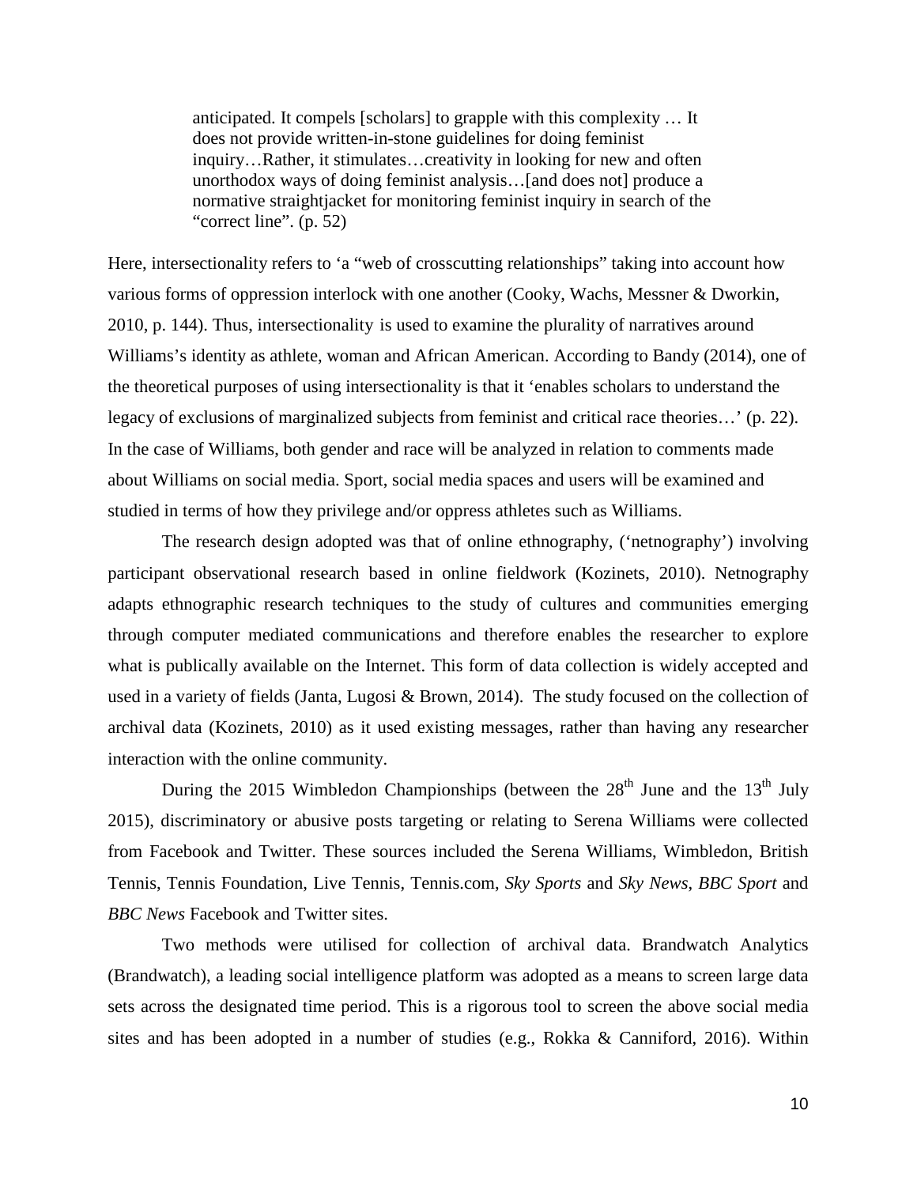> anticipated. It compels [scholars] to grapple with this complexity … It does not provide written-in-stone guidelines for doing feminist inquiry…Rather, it stimulates…creativity in looking for new and often unorthodox ways of doing feminist analysis…[and does not] produce a normative straightjacket for monitoring feminist inquiry in search of the "correct line". (p. 52)

Here, intersectionality refers to 'a "web of crosscutting relationships" taking into account how various forms of oppression interlock with one another (Cooky, Wachs, Messner & Dworkin, 2010, p. 144). Thus, intersectionality is used to examine the plurality of narratives around Williams's identity as athlete, woman and African American. According to Bandy (2014), one of the theoretical purposes of using intersectionality is that it 'enables scholars to understand the legacy of exclusions of marginalized subjects from feminist and critical race theories…' (p. 22). In the case of Williams, both gender and race will be analyzed in relation to comments made about Williams on social media. Sport, social media spaces and users will be examined and studied in terms of how they privilege and/or oppress athletes such as Williams.

The research design adopted was that of online ethnography, ('netnography') involving participant observational research based in online fieldwork (Kozinets, 2010). Netnography adapts ethnographic research techniques to the study of cultures and communities emerging through computer mediated communications and therefore enables the researcher to explore what is publically available on the Internet. This form of data collection is widely accepted and used in a variety of fields (Janta, Lugosi & Brown, 2014). The study focused on the collection of archival data (Kozinets, 2010) as it used existing messages, rather than having any researcher interaction with the online community.

During the 2015 Wimbledon Championships (between the 28th June and the 13th July 2015), discriminatory or abusive posts targeting or relating to Serena Williams were collected from Facebook and Twitter. These sources included the Serena Williams, Wimbledon, British Tennis, Tennis Foundation, Live Tennis, Tennis.com, *Sky Sports* and *Sky News*, *BBC Sport* and *BBC News* Facebook and Twitter sites.

Two methods were utilised for collection of archival data. Brandwatch Analytics (Brandwatch), a leading social intelligence platform was adopted as a means to screen large data sets across the designated time period. This is a rigorous tool to screen the above social media sites and has been adopted in a number of studies (e.g., Rokka & Canniford, 2016). Within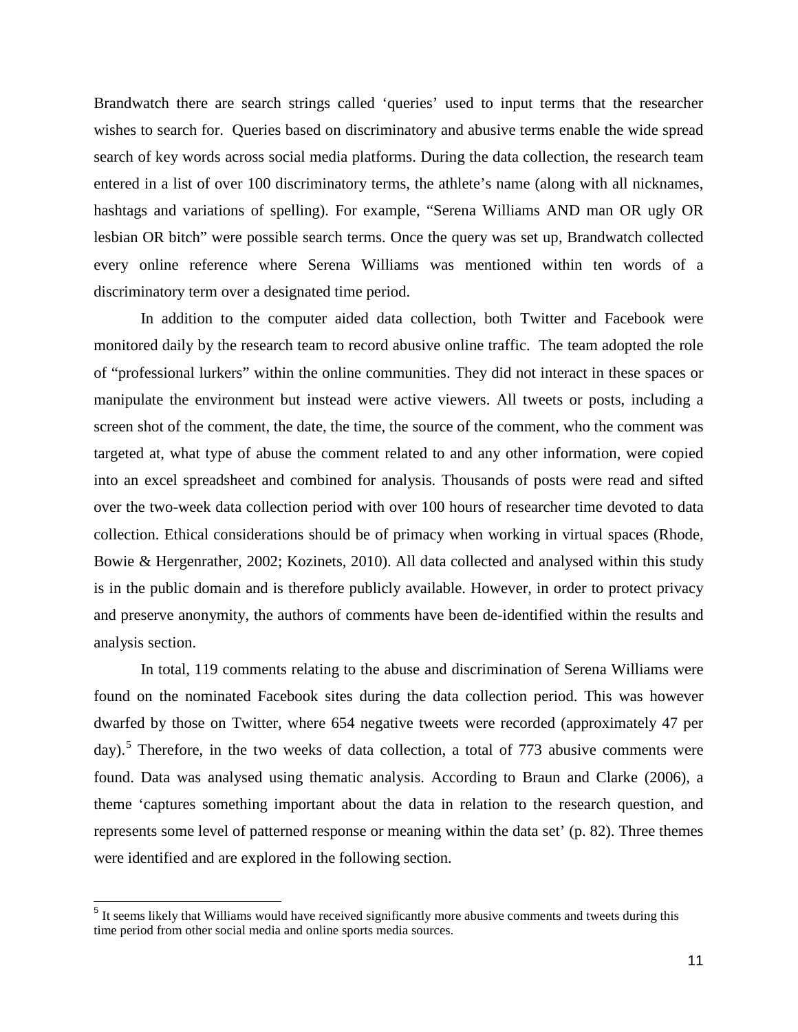Brandwatch there are search strings called 'queries' used to input terms that the researcher wishes to search for. Queries based on discriminatory and abusive terms enable the wide spread search of key words across social media platforms. During the data collection, the research team entered in a list of over 100 discriminatory terms, the athlete's name (along with all nicknames, hashtags and variations of spelling). For example, "Serena Williams AND man OR ugly OR lesbian OR bitch" were possible search terms. Once the query was set up, Brandwatch collected every online reference where Serena Williams was mentioned within ten words of a discriminatory term over a designated time period.

In addition to the computer aided data collection, both Twitter and Facebook were monitored daily by the research team to record abusive online traffic. The team adopted the role of "professional lurkers" within the online communities. They did not interact in these spaces or manipulate the environment but instead were active viewers. All tweets or posts, including a screen shot of the comment, the date, the time, the source of the comment, who the comment was targeted at, what type of abuse the comment related to and any other information, were copied into an excel spreadsheet and combined for analysis. Thousands of posts were read and sifted over the two-week data collection period with over 100 hours of researcher time devoted to data collection. Ethical considerations should be of primacy when working in virtual spaces (Rhode, Bowie & Hergenrather, 2002; Kozinets, 2010). All data collected and analysed within this study is in the public domain and is therefore publicly available. However, in order to protect privacy and preserve anonymity, the authors of comments have been de-identified within the results and analysis section.

In total, 119 comments relating to the abuse and discrimination of Serena Williams were found on the nominated Facebook sites during the data collection period. This was however dwarfed by those on Twitter, where 654 negative tweets were recorded (approximately 47 per day).[5] Therefore, in the two weeks of data collection, a total of 773 abusive comments were found. Data was analysed using thematic analysis. According to Braun and Clarke (2006), a theme 'captures something important about the data in relation to the research question, and represents some level of patterned response or meaning within the data set' (p. 82). Three themes were identified and are explored in the following section.

[5] It seems likely that Williams would have received significantly more abusive comments and tweets during this time period from other social media and online sports media sources.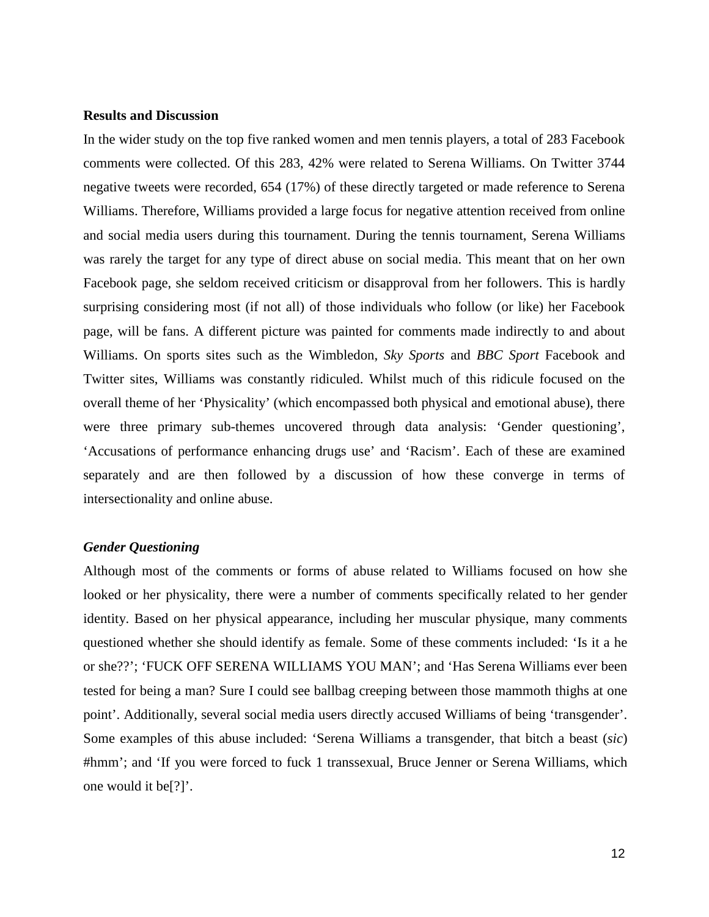**Results and Discussion**

In the wider study on the top five ranked women and men tennis players, a total of 283 Facebook comments were collected. Of this 283, 42% were related to Serena Williams. On Twitter 3744 negative tweets were recorded, 654 (17%) of these directly targeted or made reference to Serena Williams. Therefore, Williams provided a large focus for negative attention received from online and social media users during this tournament. During the tennis tournament, Serena Williams was rarely the target for any type of direct abuse on social media. This meant that on her own Facebook page, she seldom received criticism or disapproval from her followers. This is hardly surprising considering most (if not all) of those individuals who follow (or like) her Facebook page, will be fans. A different picture was painted for comments made indirectly to and about Williams. On sports sites such as the Wimbledon, *Sky Sports* and *BBC Sport* Facebook and Twitter sites, Williams was constantly ridiculed. Whilst much of this ridicule focused on the overall theme of her 'Physicality' (which encompassed both physical and emotional abuse), there were three primary sub-themes uncovered through data analysis: 'Gender questioning', 'Accusations of performance enhancing drugs use' and 'Racism'. Each of these are examined separately and are then followed by a discussion of how these converge in terms of intersectionality and online abuse.

***Gender Questioning***

Although most of the comments or forms of abuse related to Williams focused on how she looked or her physicality, there were a number of comments specifically related to her gender identity. Based on her physical appearance, including her muscular physique, many comments questioned whether she should identify as female. Some of these comments included: 'Is it a he or she??'; 'FUCK OFF SERENA WILLIAMS YOU MAN'; and 'Has Serena Williams ever been tested for being a man? Sure I could see ballbag creeping between those mammoth thighs at one point'. Additionally, several social media users directly accused Williams of being 'transgender'. Some examples of this abuse included: 'Serena Williams a transgender, that bitch a beast (*sic*) #hmm'; and 'If you were forced to fuck 1 transsexual, Bruce Jenner or Serena Williams, which one would it be[?]'.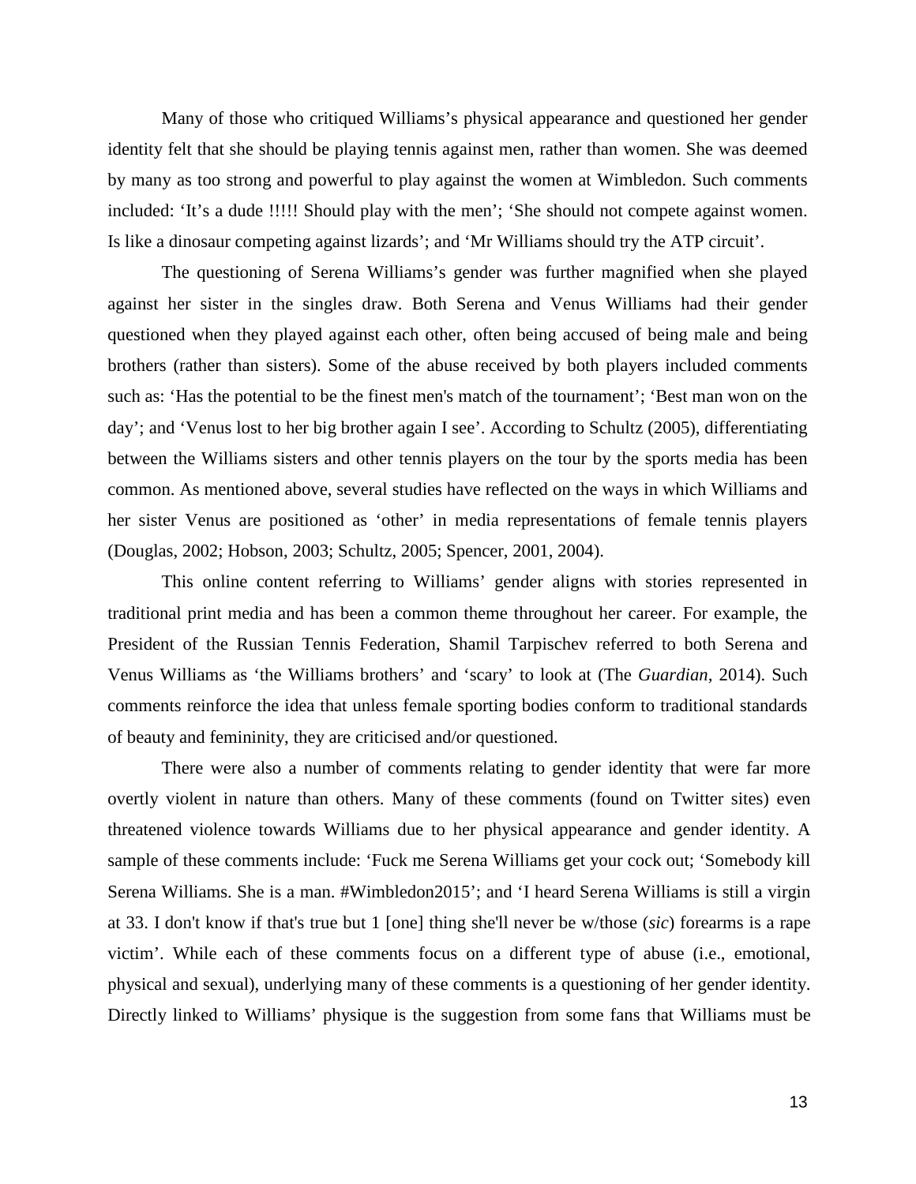Many of those who critiqued Williams's physical appearance and questioned her gender identity felt that she should be playing tennis against men, rather than women. She was deemed by many as too strong and powerful to play against the women at Wimbledon. Such comments included: 'It's a dude !!!!! Should play with the men'; 'She should not compete against women. Is like a dinosaur competing against lizards'; and 'Mr Williams should try the ATP circuit'.

The questioning of Serena Williams's gender was further magnified when she played against her sister in the singles draw. Both Serena and Venus Williams had their gender questioned when they played against each other, often being accused of being male and being brothers (rather than sisters). Some of the abuse received by both players included comments such as: 'Has the potential to be the finest men's match of the tournament'; 'Best man won on the day'; and 'Venus lost to her big brother again I see'. According to Schultz (2005), differentiating between the Williams sisters and other tennis players on the tour by the sports media has been common. As mentioned above, several studies have reflected on the ways in which Williams and her sister Venus are positioned as 'other' in media representations of female tennis players (Douglas, 2002; Hobson, 2003; Schultz, 2005; Spencer, 2001, 2004).

This online content referring to Williams' gender aligns with stories represented in traditional print media and has been a common theme throughout her career. For example, the President of the Russian Tennis Federation, Shamil Tarpischev referred to both Serena and Venus Williams as 'the Williams brothers' and 'scary' to look at (The *Guardian*, 2014). Such comments reinforce the idea that unless female sporting bodies conform to traditional standards of beauty and femininity, they are criticised and/or questioned.

There were also a number of comments relating to gender identity that were far more overtly violent in nature than others. Many of these comments (found on Twitter sites) even threatened violence towards Williams due to her physical appearance and gender identity. A sample of these comments include: 'Fuck me Serena Williams get your cock out; 'Somebody kill Serena Williams. She is a man. #Wimbledon2015'; and 'I heard Serena Williams is still a virgin at 33. I don't know if that's true but 1 [one] thing she'll never be w/those (*sic*) forearms is a rape victim'. While each of these comments focus on a different type of abuse (i.e., emotional, physical and sexual), underlying many of these comments is a questioning of her gender identity. Directly linked to Williams' physique is the suggestion from some fans that Williams must be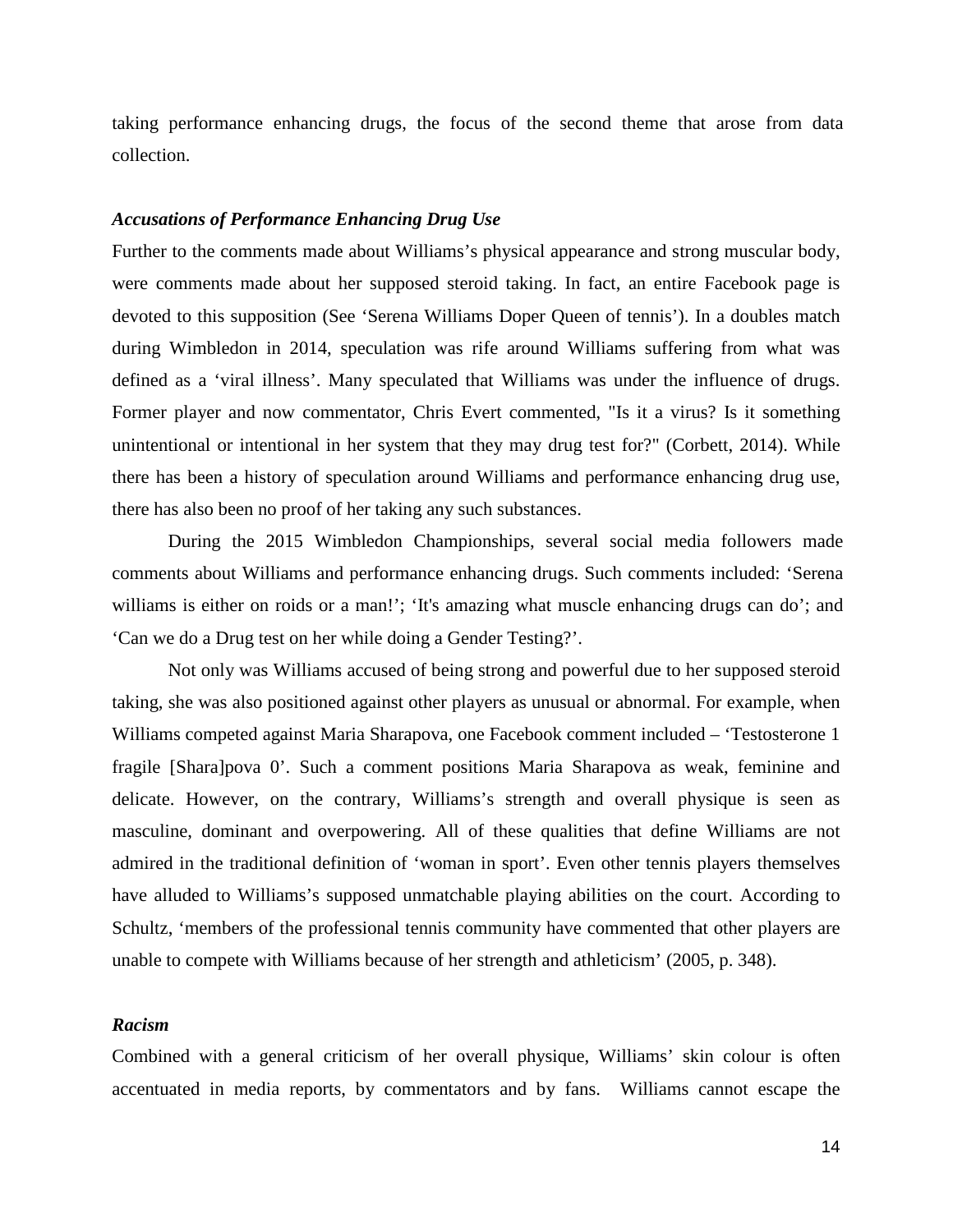taking performance enhancing drugs, the focus of the second theme that arose from data collection.

### *Accusations of Performance Enhancing Drug Use*

Further to the comments made about Williams's physical appearance and strong muscular body, were comments made about her supposed steroid taking. In fact, an entire Facebook page is devoted to this supposition (See 'Serena Williams Doper Queen of tennis'). In a doubles match during Wimbledon in 2014, speculation was rife around Williams suffering from what was defined as a 'viral illness'. Many speculated that Williams was under the influence of drugs. Former player and now commentator, Chris Evert commented, "Is it a virus? Is it something unintentional or intentional in her system that they may drug test for?" (Corbett, 2014). While there has been a history of speculation around Williams and performance enhancing drug use, there has also been no proof of her taking any such substances.

During the 2015 Wimbledon Championships, several social media followers made comments about Williams and performance enhancing drugs. Such comments included: 'Serena williams is either on roids or a man!'; 'It's amazing what muscle enhancing drugs can do'; and 'Can we do a Drug test on her while doing a Gender Testing?'.

Not only was Williams accused of being strong and powerful due to her supposed steroid taking, she was also positioned against other players as unusual or abnormal. For example, when Williams competed against Maria Sharapova, one Facebook comment included – 'Testosterone 1 fragile [Shara]pova 0'. Such a comment positions Maria Sharapova as weak, feminine and delicate. However, on the contrary, Williams's strength and overall physique is seen as masculine, dominant and overpowering. All of these qualities that define Williams are not admired in the traditional definition of 'woman in sport'. Even other tennis players themselves have alluded to Williams's supposed unmatchable playing abilities on the court. According to Schultz, 'members of the professional tennis community have commented that other players are unable to compete with Williams because of her strength and athleticism' (2005, p. 348).

### *Racism*

Combined with a general criticism of her overall physique, Williams' skin colour is often accentuated in media reports, by commentators and by fans. Williams cannot escape the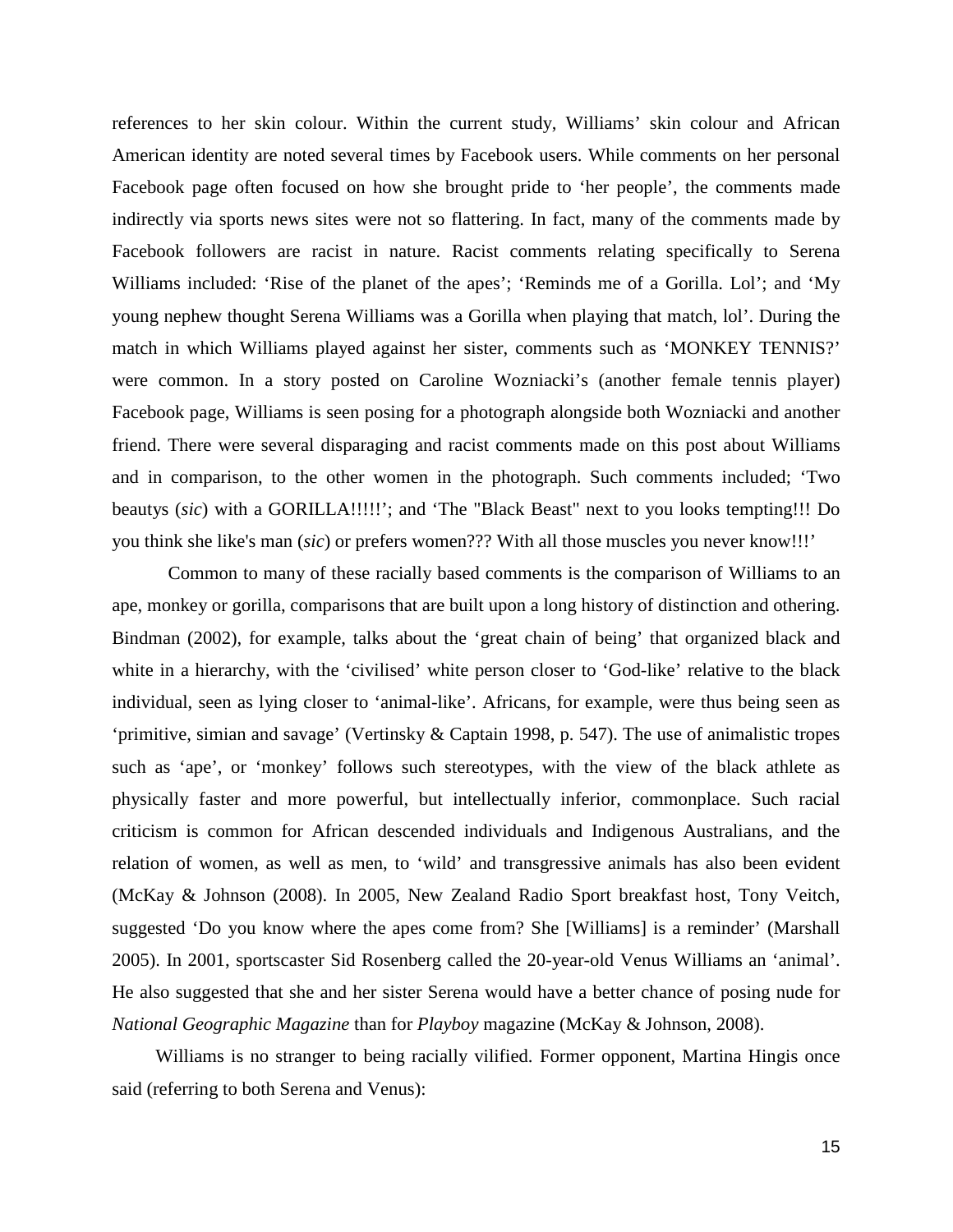references to her skin colour. Within the current study, Williams' skin colour and African American identity are noted several times by Facebook users. While comments on her personal Facebook page often focused on how she brought pride to 'her people', the comments made indirectly via sports news sites were not so flattering. In fact, many of the comments made by Facebook followers are racist in nature. Racist comments relating specifically to Serena Williams included: 'Rise of the planet of the apes'; 'Reminds me of a Gorilla. Lol'; and 'My young nephew thought Serena Williams was a Gorilla when playing that match, lol'. During the match in which Williams played against her sister, comments such as 'MONKEY TENNIS?' were common. In a story posted on Caroline Wozniacki's (another female tennis player) Facebook page, Williams is seen posing for a photograph alongside both Wozniacki and another friend. There were several disparaging and racist comments made on this post about Williams and in comparison, to the other women in the photograph. Such comments included; 'Two beautys (*sic*) with a GORILLA!!!!!'; and 'The "Black Beast" next to you looks tempting!!! Do you think she like's man (*sic*) or prefers women??? With all those muscles you never know!!!'

Common to many of these racially based comments is the comparison of Williams to an ape, monkey or gorilla, comparisons that are built upon a long history of distinction and othering. Bindman (2002), for example, talks about the 'great chain of being' that organized black and white in a hierarchy, with the 'civilised' white person closer to 'God-like' relative to the black individual, seen as lying closer to 'animal-like'. Africans, for example, were thus being seen as 'primitive, simian and savage' (Vertinsky & Captain 1998, p. 547). The use of animalistic tropes such as 'ape', or 'monkey' follows such stereotypes, with the view of the black athlete as physically faster and more powerful, but intellectually inferior, commonplace. Such racial criticism is common for African descended individuals and Indigenous Australians, and the relation of women, as well as men, to 'wild' and transgressive animals has also been evident (McKay & Johnson (2008). In 2005, New Zealand Radio Sport breakfast host, Tony Veitch, suggested 'Do you know where the apes come from? She [Williams] is a reminder' (Marshall 2005). In 2001, sportscaster Sid Rosenberg called the 20-year-old Venus Williams an 'animal'. He also suggested that she and her sister Serena would have a better chance of posing nude for *National Geographic Magazine* than for *Playboy* magazine (McKay & Johnson, 2008).

Williams is no stranger to being racially vilified. Former opponent, Martina Hingis once said (referring to both Serena and Venus):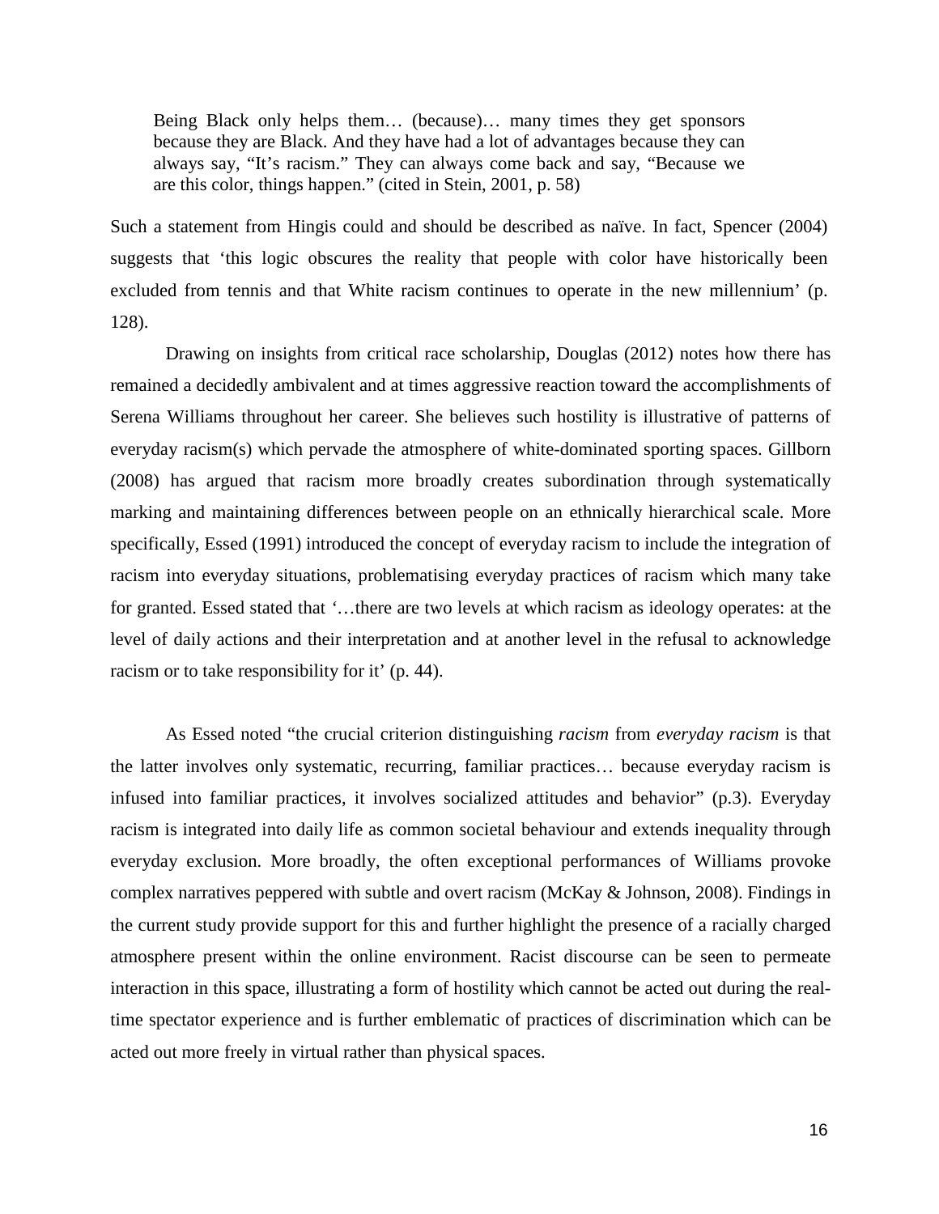> Being Black only helps them… (because)… many times they get sponsors because they are Black. And they have had a lot of advantages because they can always say, "It's racism." They can always come back and say, "Because we are this color, things happen." (cited in Stein, 2001, p. 58)

Such a statement from Hingis could and should be described as naïve. In fact, Spencer (2004) suggests that 'this logic obscures the reality that people with color have historically been excluded from tennis and that White racism continues to operate in the new millennium' (p. 128).

Drawing on insights from critical race scholarship, Douglas (2012) notes how there has remained a decidedly ambivalent and at times aggressive reaction toward the accomplishments of Serena Williams throughout her career. She believes such hostility is illustrative of patterns of everyday racism(s) which pervade the atmosphere of white-dominated sporting spaces. Gillborn (2008) has argued that racism more broadly creates subordination through systematically marking and maintaining differences between people on an ethnically hierarchical scale. More specifically, Essed (1991) introduced the concept of everyday racism to include the integration of racism into everyday situations, problematising everyday practices of racism which many take for granted. Essed stated that '…there are two levels at which racism as ideology operates: at the level of daily actions and their interpretation and at another level in the refusal to acknowledge racism or to take responsibility for it' (p. 44).

As Essed noted "the crucial criterion distinguishing *racism* from *everyday racism* is that the latter involves only systematic, recurring, familiar practices… because everyday racism is infused into familiar practices, it involves socialized attitudes and behavior" (p.3). Everyday racism is integrated into daily life as common societal behaviour and extends inequality through everyday exclusion. More broadly, the often exceptional performances of Williams provoke complex narratives peppered with subtle and overt racism (McKay & Johnson, 2008). Findings in the current study provide support for this and further highlight the presence of a racially charged atmosphere present within the online environment. Racist discourse can be seen to permeate interaction in this space, illustrating a form of hostility which cannot be acted out during the real-time spectator experience and is further emblematic of practices of discrimination which can be acted out more freely in virtual rather than physical spaces.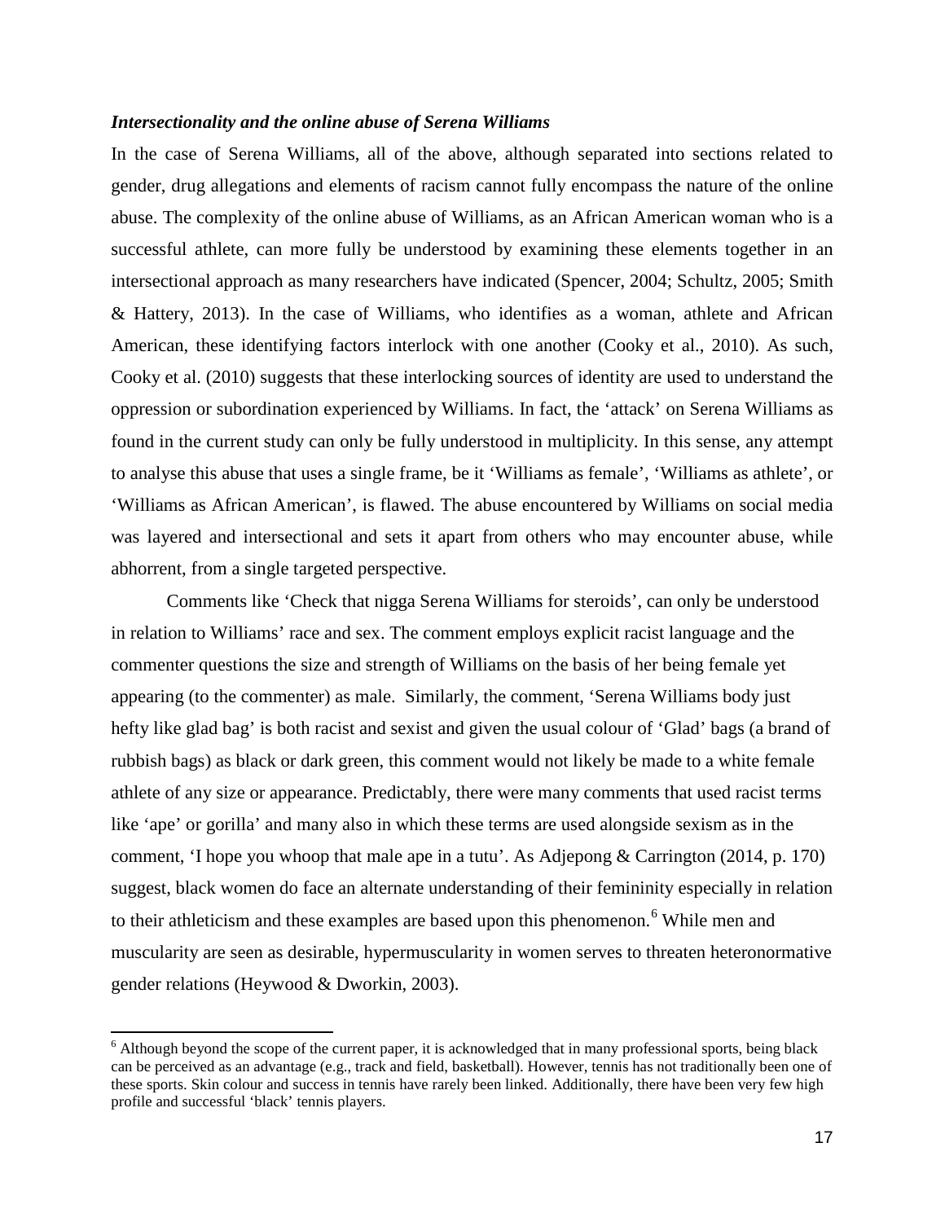***Intersectionality and the online abuse of Serena Williams***

In the case of Serena Williams, all of the above, although separated into sections related to gender, drug allegations and elements of racism cannot fully encompass the nature of the online abuse. The complexity of the online abuse of Williams, as an African American woman who is a successful athlete, can more fully be understood by examining these elements together in an intersectional approach as many researchers have indicated (Spencer, 2004; Schultz, 2005; Smith & Hattery, 2013). In the case of Williams, who identifies as a woman, athlete and African American, these identifying factors interlock with one another (Cooky et al., 2010). As such, Cooky et al. (2010) suggests that these interlocking sources of identity are used to understand the oppression or subordination experienced by Williams. In fact, the 'attack' on Serena Williams as found in the current study can only be fully understood in multiplicity. In this sense, any attempt to analyse this abuse that uses a single frame, be it 'Williams as female', 'Williams as athlete', or 'Williams as African American', is flawed. The abuse encountered by Williams on social media was layered and intersectional and sets it apart from others who may encounter abuse, while abhorrent, from a single targeted perspective.

Comments like 'Check that nigga Serena Williams for steroids', can only be understood in relation to Williams' race and sex. The comment employs explicit racist language and the commenter questions the size and strength of Williams on the basis of her being female yet appearing (to the commenter) as male. Similarly, the comment, 'Serena Williams body just hefty like glad bag' is both racist and sexist and given the usual colour of 'Glad' bags (a brand of rubbish bags) as black or dark green, this comment would not likely be made to a white female athlete of any size or appearance. Predictably, there were many comments that used racist terms like 'ape' or gorilla' and many also in which these terms are used alongside sexism as in the comment, 'I hope you whoop that male ape in a tutu'. As Adjepong & Carrington (2014, p. 170) suggest, black women do face an alternate understanding of their femininity especially in relation to their athleticism and these examples are based upon this phenomenon.[6] While men and muscularity are seen as desirable, hypermuscularity in women serves to threaten heteronormative gender relations (Heywood & Dworkin, 2003).

[6] Although beyond the scope of the current paper, it is acknowledged that in many professional sports, being black can be perceived as an advantage (e.g., track and field, basketball). However, tennis has not traditionally been one of these sports. Skin colour and success in tennis have rarely been linked. Additionally, there have been very few high profile and successful 'black' tennis players.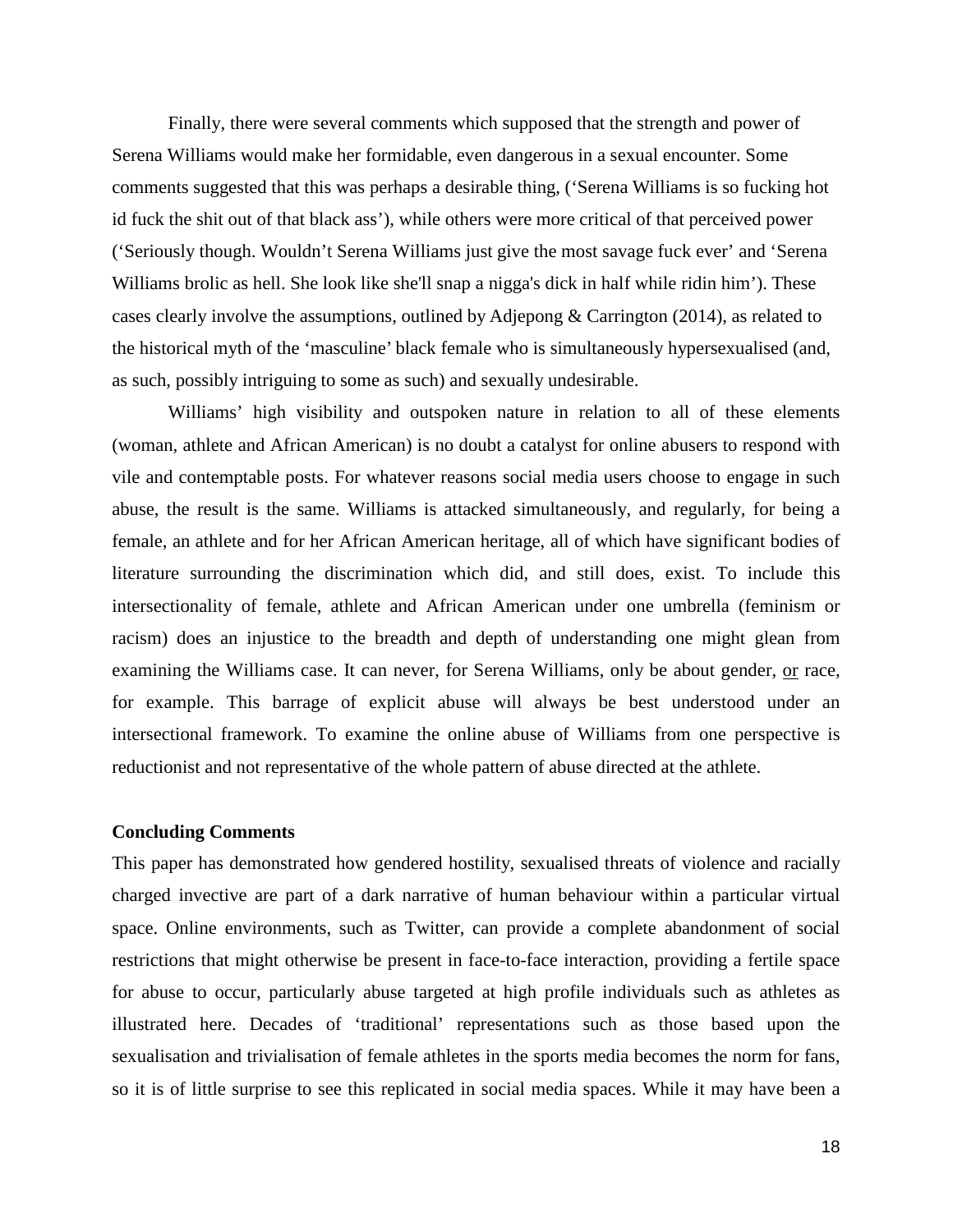Finally, there were several comments which supposed that the strength and power of Serena Williams would make her formidable, even dangerous in a sexual encounter. Some comments suggested that this was perhaps a desirable thing, ('Serena Williams is so fucking hot id fuck the shit out of that black ass'), while others were more critical of that perceived power ('Seriously though. Wouldn't Serena Williams just give the most savage fuck ever' and 'Serena Williams brolic as hell. She look like she'll snap a nigga's dick in half while ridin him'). These cases clearly involve the assumptions, outlined by Adjepong & Carrington (2014), as related to the historical myth of the 'masculine' black female who is simultaneously hypersexualised (and, as such, possibly intriguing to some as such) and sexually undesirable.

Williams' high visibility and outspoken nature in relation to all of these elements (woman, athlete and African American) is no doubt a catalyst for online abusers to respond with vile and contemptable posts. For whatever reasons social media users choose to engage in such abuse, the result is the same. Williams is attacked simultaneously, and regularly, for being a female, an athlete and for her African American heritage, all of which have significant bodies of literature surrounding the discrimination which did, and still does, exist. To include this intersectionality of female, athlete and African American under one umbrella (feminism or racism) does an injustice to the breadth and depth of understanding one might glean from examining the Williams case. It can never, for Serena Williams, only be about gender, <u>or</u> race, for example. This barrage of explicit abuse will always be best understood under an intersectional framework. To examine the online abuse of Williams from one perspective is reductionist and not representative of the whole pattern of abuse directed at the athlete.

**Concluding Comments**

This paper has demonstrated how gendered hostility, sexualised threats of violence and racially charged invective are part of a dark narrative of human behaviour within a particular virtual space. Online environments, such as Twitter, can provide a complete abandonment of social restrictions that might otherwise be present in face-to-face interaction, providing a fertile space for abuse to occur, particularly abuse targeted at high profile individuals such as athletes as illustrated here. Decades of 'traditional' representations such as those based upon the sexualisation and trivialisation of female athletes in the sports media becomes the norm for fans, so it is of little surprise to see this replicated in social media spaces. While it may have been a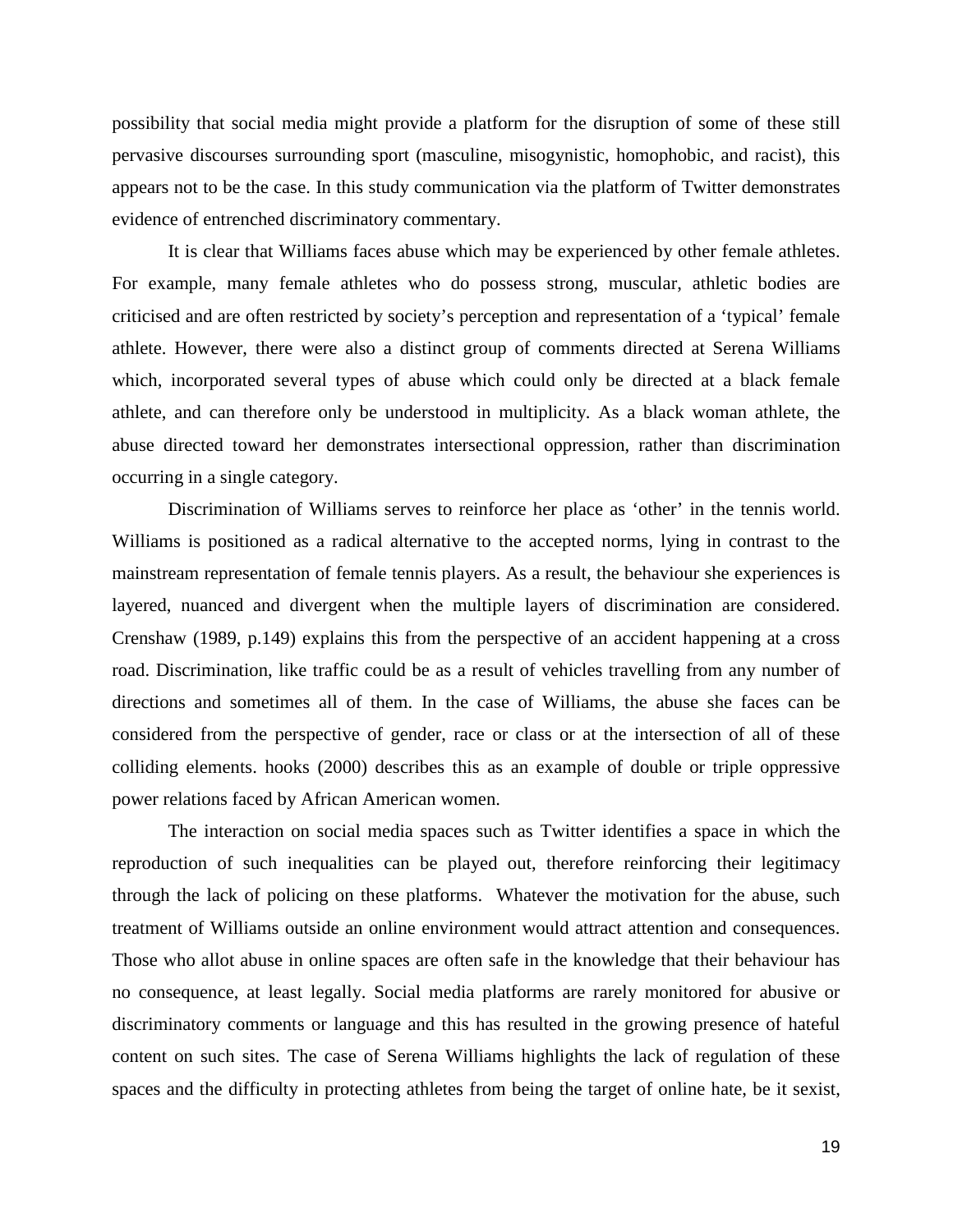possibility that social media might provide a platform for the disruption of some of these still pervasive discourses surrounding sport (masculine, misogynistic, homophobic, and racist), this appears not to be the case. In this study communication via the platform of Twitter demonstrates evidence of entrenched discriminatory commentary.

It is clear that Williams faces abuse which may be experienced by other female athletes. For example, many female athletes who do possess strong, muscular, athletic bodies are criticised and are often restricted by society's perception and representation of a 'typical' female athlete. However, there were also a distinct group of comments directed at Serena Williams which, incorporated several types of abuse which could only be directed at a black female athlete, and can therefore only be understood in multiplicity. As a black woman athlete, the abuse directed toward her demonstrates intersectional oppression, rather than discrimination occurring in a single category.

Discrimination of Williams serves to reinforce her place as 'other' in the tennis world. Williams is positioned as a radical alternative to the accepted norms, lying in contrast to the mainstream representation of female tennis players. As a result, the behaviour she experiences is layered, nuanced and divergent when the multiple layers of discrimination are considered. Crenshaw (1989, p.149) explains this from the perspective of an accident happening at a cross road. Discrimination, like traffic could be as a result of vehicles travelling from any number of directions and sometimes all of them. In the case of Williams, the abuse she faces can be considered from the perspective of gender, race or class or at the intersection of all of these colliding elements. hooks (2000) describes this as an example of double or triple oppressive power relations faced by African American women.

The interaction on social media spaces such as Twitter identifies a space in which the reproduction of such inequalities can be played out, therefore reinforcing their legitimacy through the lack of policing on these platforms. Whatever the motivation for the abuse, such treatment of Williams outside an online environment would attract attention and consequences. Those who allot abuse in online spaces are often safe in the knowledge that their behaviour has no consequence, at least legally. Social media platforms are rarely monitored for abusive or discriminatory comments or language and this has resulted in the growing presence of hateful content on such sites. The case of Serena Williams highlights the lack of regulation of these spaces and the difficulty in protecting athletes from being the target of online hate, be it sexist,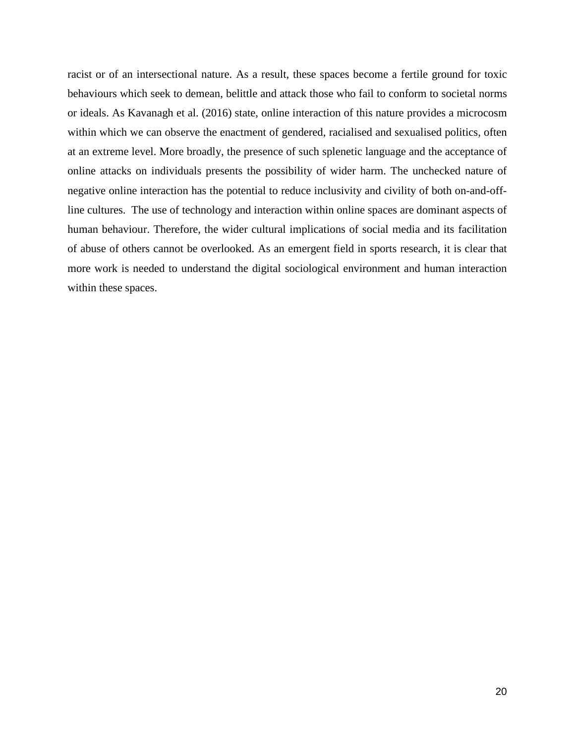racist or of an intersectional nature. As a result, these spaces become a fertile ground for toxic behaviours which seek to demean, belittle and attack those who fail to conform to societal norms or ideals. As Kavanagh et al. (2016) state, online interaction of this nature provides a microcosm within which we can observe the enactment of gendered, racialised and sexualised politics, often at an extreme level. More broadly, the presence of such splenetic language and the acceptance of online attacks on individuals presents the possibility of wider harm. The unchecked nature of negative online interaction has the potential to reduce inclusivity and civility of both on-and-off-line cultures. The use of technology and interaction within online spaces are dominant aspects of human behaviour. Therefore, the wider cultural implications of social media and its facilitation of abuse of others cannot be overlooked. As an emergent field in sports research, it is clear that more work is needed to understand the digital sociological environment and human interaction within these spaces.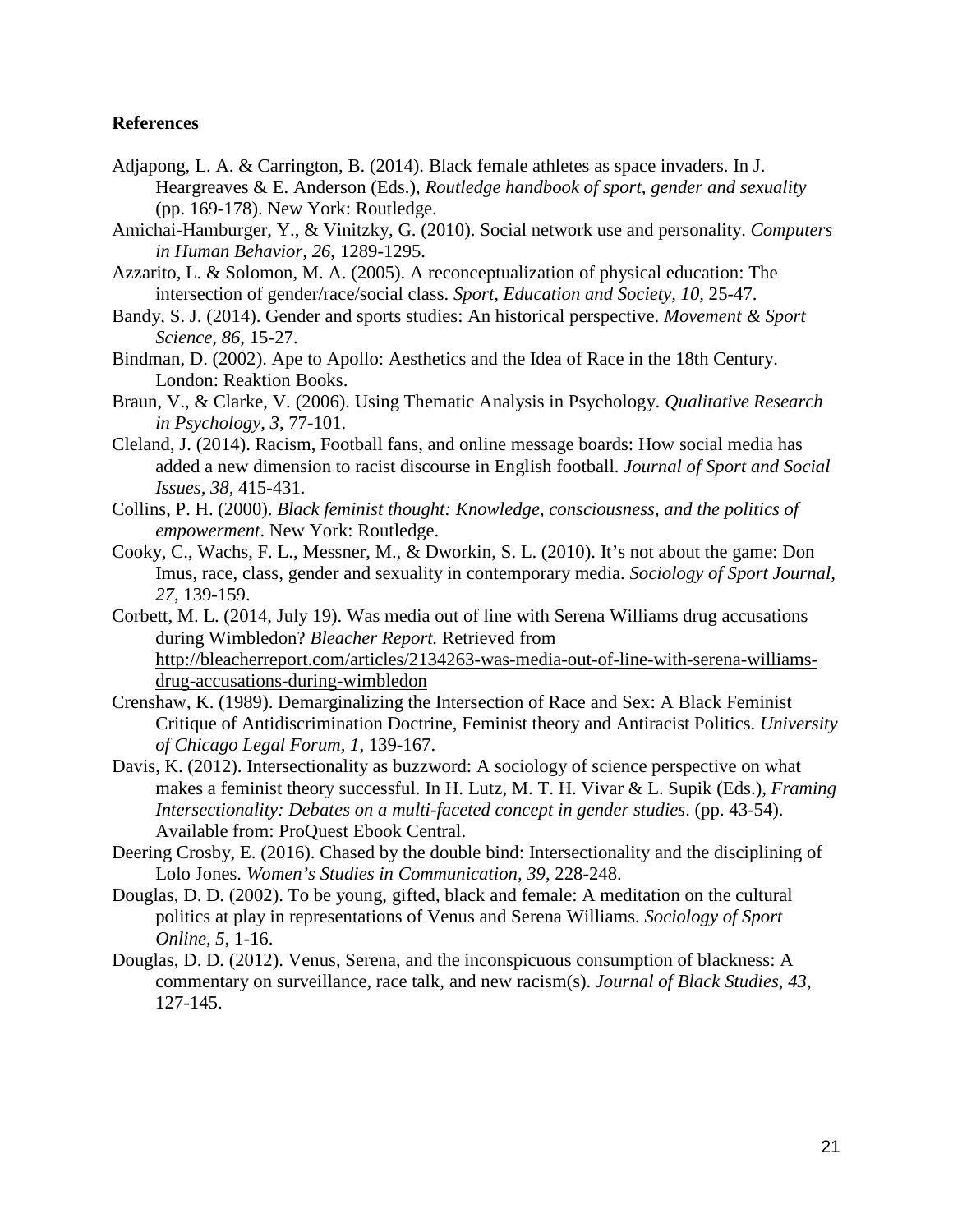**References**

Adjapong, L. A. & Carrington, B. (2014). Black female athletes as space invaders. In J. Heargreaves & E. Anderson (Eds.), *Routledge handbook of sport, gender and sexuality* (pp. 169-178). New York: Routledge.

Amichai-Hamburger, Y., & Vinitzky, G. (2010). Social network use and personality. *Computers in Human Behavior, 26*, 1289-1295.

Azzarito, L. & Solomon, M. A. (2005). A reconceptualization of physical education: The intersection of gender/race/social class. *Sport, Education and Society, 10*, 25-47.

Bandy, S. J. (2014). Gender and sports studies: An historical perspective. *Movement & Sport Science, 86*, 15-27.

Bindman, D. (2002). Ape to Apollo: Aesthetics and the Idea of Race in the 18th Century. London: Reaktion Books.

Braun, V., & Clarke, V. (2006). Using Thematic Analysis in Psychology. *Qualitative Research in Psychology, 3*, 77-101.

Cleland, J. (2014). Racism, Football fans, and online message boards: How social media has added a new dimension to racist discourse in English football. *Journal of Sport and Social Issues, 38*, 415-431.

Collins, P. H. (2000). *Black feminist thought: Knowledge, consciousness, and the politics of empowerment*. New York: Routledge.

Cooky, C., Wachs, F. L., Messner, M., & Dworkin, S. L. (2010). It's not about the game: Don Imus, race, class, gender and sexuality in contemporary media. *Sociology of Sport Journal, 27*, 139-159.

Corbett, M. L. (2014, July 19). Was media out of line with Serena Williams drug accusations during Wimbledon? *Bleacher Report*. Retrieved from http://bleacherreport.com/articles/2134263-was-media-out-of-line-with-serena-williams-drug-accusations-during-wimbledon

Crenshaw, K. (1989). Demarginalizing the Intersection of Race and Sex: A Black Feminist Critique of Antidiscrimination Doctrine, Feminist theory and Antiracist Politics. *University of Chicago Legal Forum, 1*, 139-167.

Davis, K. (2012). Intersectionality as buzzword: A sociology of science perspective on what makes a feminist theory successful. In H. Lutz, M. T. H. Vivar & L. Supik (Eds.), *Framing Intersectionality: Debates on a multi-faceted concept in gender studies*. (pp. 43-54). Available from: ProQuest Ebook Central.

Deering Crosby, E. (2016). Chased by the double bind: Intersectionality and the disciplining of Lolo Jones. *Women's Studies in Communication, 39*, 228-248.

Douglas, D. D. (2002). To be young, gifted, black and female: A meditation on the cultural politics at play in representations of Venus and Serena Williams. *Sociology of Sport Online, 5*, 1-16.

Douglas, D. D. (2012). Venus, Serena, and the inconspicuous consumption of blackness: A commentary on surveillance, race talk, and new racism(s). *Journal of Black Studies, 43*, 127-145.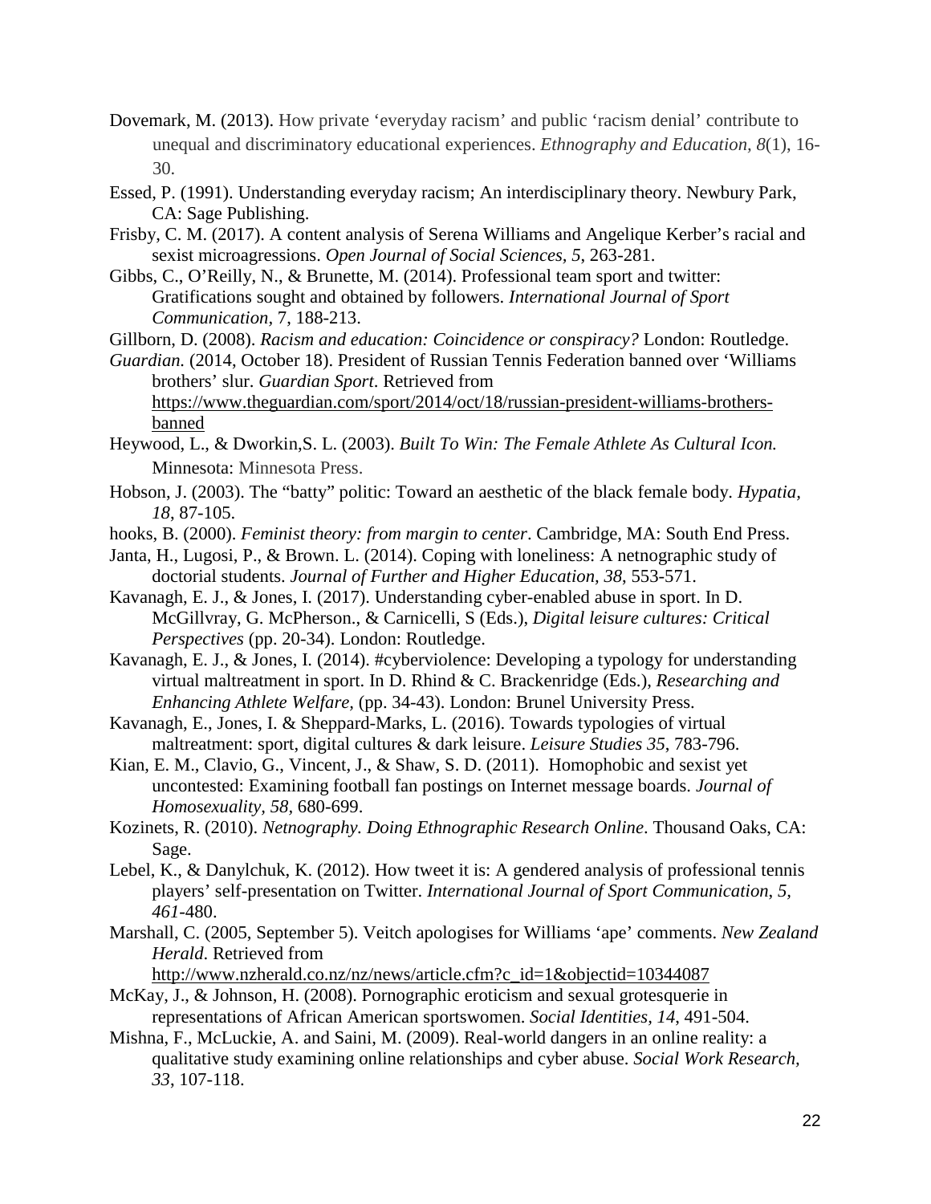Dovemark, M. (2013). How private 'everyday racism' and public 'racism denial' contribute to unequal and discriminatory educational experiences. *Ethnography and Education, 8*(1), 16-30.

Essed, P. (1991). Understanding everyday racism; An interdisciplinary theory. Newbury Park, CA: Sage Publishing.

Frisby, C. M. (2017). A content analysis of Serena Williams and Angelique Kerber's racial and sexist microagressions. *Open Journal of Social Sciences, 5,* 263-281.

Gibbs, C., O'Reilly, N., & Brunette, M. (2014). Professional team sport and twitter: Gratifications sought and obtained by followers. *International Journal of Sport Communication,* 7, 188-213.

Gillborn, D. (2008). *Racism and education: Coincidence or conspiracy?* London: Routledge.

*Guardian.* (2014, October 18). President of Russian Tennis Federation banned over 'Williams brothers' slur. *Guardian Sport*. Retrieved from https://www.theguardian.com/sport/2014/oct/18/russian-president-williams-brothers-banned

Heywood, L., & Dworkin,S. L. (2003). *Built To Win: The Female Athlete As Cultural Icon.* Minnesota: Minnesota Press.

Hobson, J. (2003). The "batty" politic: Toward an aesthetic of the black female body. *Hypatia, 18*, 87-105.

hooks, B. (2000). *Feminist theory: from margin to center*. Cambridge, MA: South End Press.

Janta, H., Lugosi, P., & Brown. L. (2014). Coping with loneliness: A netnographic study of doctorial students. *Journal of Further and Higher Education, 38*, 553-571.

Kavanagh, E. J., & Jones, I. (2017). Understanding cyber-enabled abuse in sport. In D. McGillvray, G. McPherson., & Carnicelli, S (Eds.), *Digital leisure cultures: Critical Perspectives* (pp. 20-34). London: Routledge.

Kavanagh, E. J., & Jones, I. (2014). #cyberviolence: Developing a typology for understanding virtual maltreatment in sport. In D. Rhind & C. Brackenridge (Eds.), *Researching and Enhancing Athlete Welfare,* (pp. 34-43). London: Brunel University Press.

Kavanagh, E., Jones, I. & Sheppard-Marks, L. (2016). Towards typologies of virtual maltreatment: sport, digital cultures & dark leisure. *Leisure Studies 35*, 783-796.

Kian, E. M., Clavio, G., Vincent, J., & Shaw, S. D. (2011). Homophobic and sexist yet uncontested: Examining football fan postings on Internet message boards. *Journal of Homosexuality, 58,* 680-699.

Kozinets, R. (2010). *Netnography. Doing Ethnographic Research Online*. Thousand Oaks, CA: Sage.

Lebel, K., & Danylchuk, K. (2012). How tweet it is: A gendered analysis of professional tennis players' self-presentation on Twitter. *International Journal of Sport Communication, 5, 461*-480.

Marshall, C. (2005, September 5). Veitch apologises for Williams 'ape' comments. *New Zealand Herald*. Retrieved from http://www.nzherald.co.nz/nz/news/article.cfm?c_id=1&objectid=10344087

McKay, J., & Johnson, H. (2008). Pornographic eroticism and sexual grotesquerie in representations of African American sportswomen. *Social Identities, 14*, 491-504.

Mishna, F., McLuckie, A. and Saini, M. (2009). Real-world dangers in an online reality: a qualitative study examining online relationships and cyber abuse. *Social Work Research, 33*, 107-118.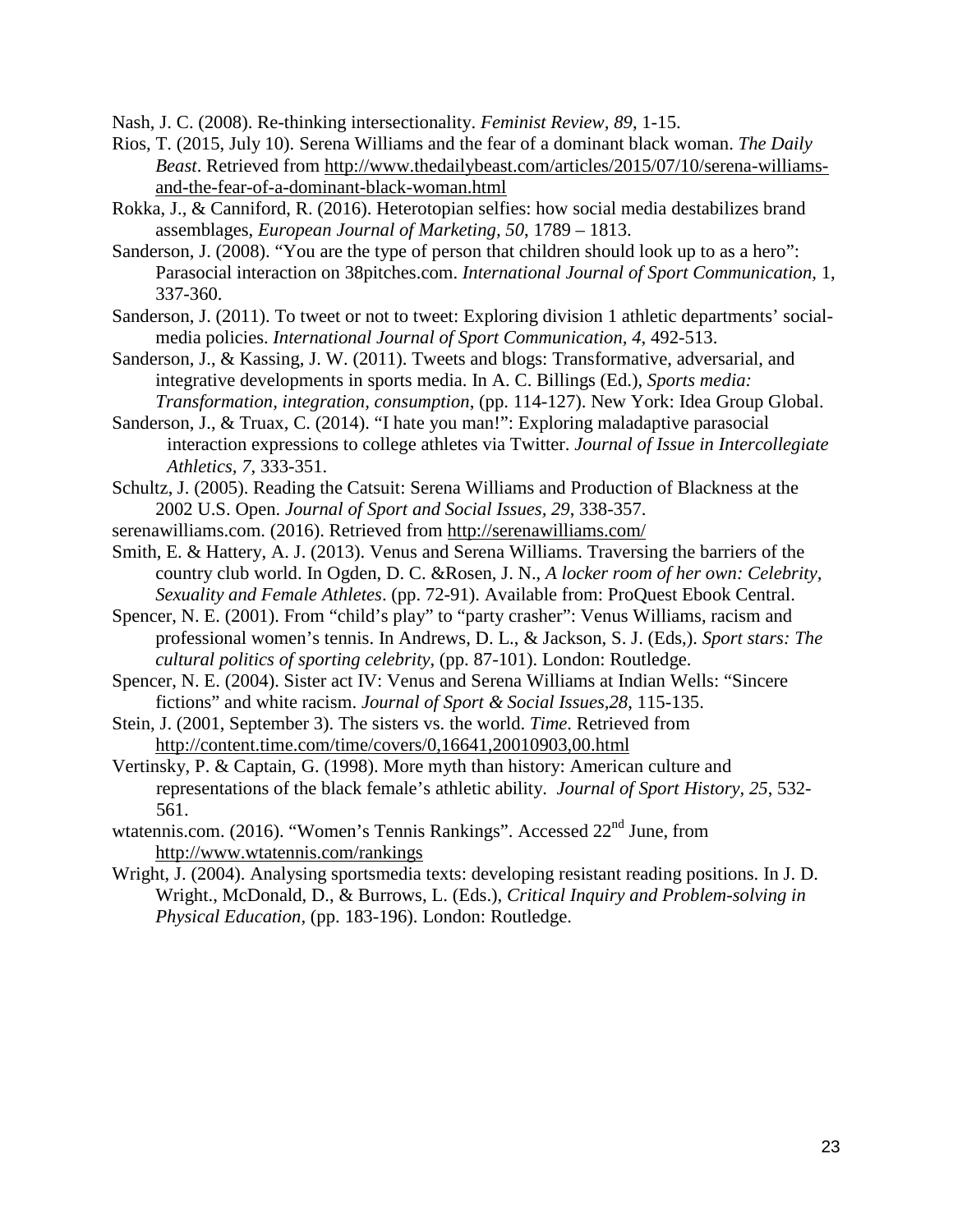Nash, J. C. (2008). Re-thinking intersectionality. *Feminist Review*, *89*, 1-15.

Rios, T. (2015, July 10). Serena Williams and the fear of a dominant black woman. *The Daily Beast*. Retrieved from http://www.thedailybeast.com/articles/2015/07/10/serena-williams-and-the-fear-of-a-dominant-black-woman.html

Rokka, J., & Canniford, R. (2016). Heterotopian selfies: how social media destabilizes brand assemblages, *European Journal of Marketing*, *50*, 1789 – 1813.

Sanderson, J. (2008). "You are the type of person that children should look up to as a hero": Parasocial interaction on 38pitches.com. *International Journal of Sport Communication*, 1, 337-360.

Sanderson, J. (2011). To tweet or not to tweet: Exploring division 1 athletic departments' social-media policies. *International Journal of Sport Communication*, *4*, 492-513.

Sanderson, J., & Kassing, J. W. (2011). Tweets and blogs: Transformative, adversarial, and integrative developments in sports media. In A. C. Billings (Ed.), *Sports media: Transformation, integration, consumption*, (pp. 114-127). New York: Idea Group Global.

Sanderson, J., & Truax, C. (2014). "I hate you man!": Exploring maladaptive parasocial interaction expressions to college athletes via Twitter. *Journal of Issue in Intercollegiate Athletics*, *7*, 333-351.

Schultz, J. (2005). Reading the Catsuit: Serena Williams and Production of Blackness at the 2002 U.S. Open. *Journal of Sport and Social Issues*, *29*, 338-357.

serenawilliams.com. (2016). Retrieved from http://serenawilliams.com/

Smith, E. & Hattery, A. J. (2013). Venus and Serena Williams. Traversing the barriers of the country club world. In Ogden, D. C. &Rosen, J. N., *A locker room of her own: Celebrity, Sexuality and Female Athletes*. (pp. 72-91). Available from: ProQuest Ebook Central.

Spencer, N. E. (2001). From "child's play" to "party crasher": Venus Williams, racism and professional women's tennis. In Andrews, D. L., & Jackson, S. J. (Eds,). *Sport stars: The cultural politics of sporting celebrity*, (pp. 87-101). London: Routledge.

Spencer, N. E. (2004). Sister act IV: Venus and Serena Williams at Indian Wells: "Sincere fictions" and white racism. *Journal of Sport & Social Issues*,*28*, 115-135.

Stein, J. (2001, September 3). The sisters vs. the world. *Time*. Retrieved from http://content.time.com/time/covers/0,16641,20010903,00.html

Vertinsky, P. & Captain, G. (1998). More myth than history: American culture and representations of the black female's athletic ability. *Journal of Sport History, 25*, 532-561.

wtatennis.com. (2016). "Women's Tennis Rankings". Accessed 22nd June, from http://www.wtatennis.com/rankings

Wright, J. (2004). Analysing sportsmedia texts: developing resistant reading positions. In J. D. Wright., McDonald, D., & Burrows, L. (Eds.), *Critical Inquiry and Problem-solving in Physical Education,* (pp. 183-196). London: Routledge.